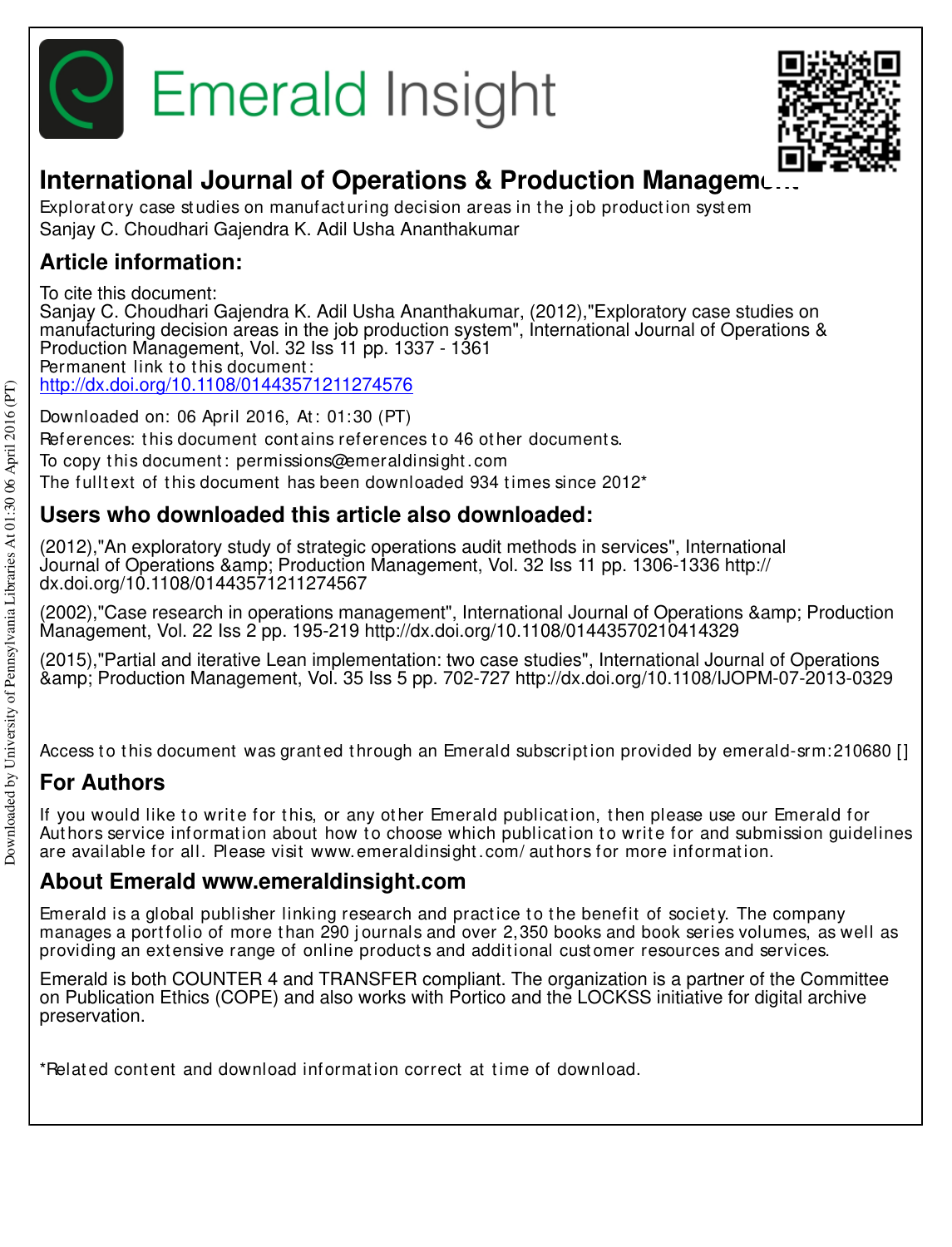# International Journal of Operations & Production Management

Exploratory case studies on manufacturing decision areas in the job production system
Sanjay C. Choudhari Gajendra K. Adil Usha Ananthakumar

## Article information:

To cite this document:
Sanjay C. Choudhari Gajendra K. Adil Usha Ananthakumar, (2012),"Exploratory case studies on manufacturing decision areas in the job production system", International Journal of Operations & Production Management, Vol. 32 Iss 11 pp. 1337 - 1361
Permanent link to this document:
http://dx.doi.org/10.1108/01443571211274576

Downloaded on: 06 April 2016, At: 01:30 (PT)
References: this document contains references to 46 other documents.
To copy this document: permissions@emeraldinsight.com
The fulltext of this document has been downloaded 934 times since 2012*

## Users who downloaded this article also downloaded:

(2012),"An exploratory study of strategic operations audit methods in services", International Journal of Operations &amp; Production Management, Vol. 32 Iss 11 pp. 1306-1336 http://dx.doi.org/10.1108/01443571211274567

(2002),"Case research in operations management", International Journal of Operations &amp; Production Management, Vol. 22 Iss 2 pp. 195-219 http://dx.doi.org/10.1108/01443570210414329

(2015),"Partial and iterative Lean implementation: two case studies", International Journal of Operations &amp; Production Management, Vol. 35 Iss 5 pp. 702-727 http://dx.doi.org/10.1108/IJOPM-07-2013-0329

Access to this document was granted through an Emerald subscription provided by emerald-srm:210680 []

## For Authors

If you would like to write for this, or any other Emerald publication, then please use our Emerald for Authors service information about how to choose which publication to write for and submission guidelines are available for all. Please visit www.emeraldinsight.com/authors for more information.

## About Emerald www.emeraldinsight.com

Emerald is a global publisher linking research and practice to the benefit of society. The company manages a portfolio of more than 290 journals and over 2,350 books and book series volumes, as well as providing an extensive range of online products and additional customer resources and services.

Emerald is both COUNTER 4 and TRANSFER compliant. The organization is a partner of the Committee on Publication Ethics (COPE) and also works with Portico and the LOCKSS initiative for digital archive preservation.

*Related content and download information correct at time of download.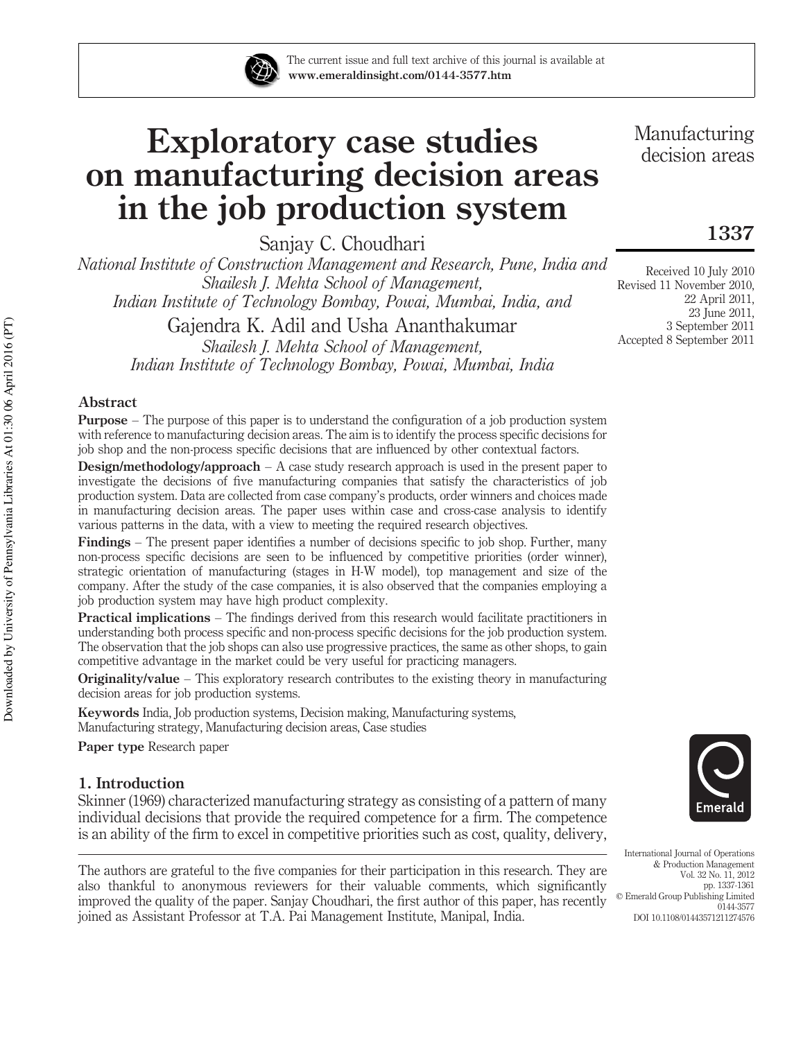# Exploratory case studies on manufacturing decision areas in the job production system

Sanjay C. Choudhari

*National Institute of Construction Management and Research, Pune, India and Shailesh J. Mehta School of Management, Indian Institute of Technology Bombay, Powai, Mumbai, India, and*

Gajendra K. Adil and Usha Ananthakumar

*Shailesh J. Mehta School of Management, Indian Institute of Technology Bombay, Powai, Mumbai, India*

Received 10 July 2010
Revised 11 November 2010, 22 April 2011, 23 June 2011, 3 September 2011
Accepted 8 September 2011

## Abstract

**Purpose** – The purpose of this paper is to understand the configuration of a job production system with reference to manufacturing decision areas. The aim is to identify the process specific decisions for job shop and the non-process specific decisions that are influenced by other contextual factors.

**Design/methodology/approach** – A case study research approach is used in the present paper to investigate the decisions of five manufacturing companies that satisfy the characteristics of job production system. Data are collected from case company's products, order winners and choices made in manufacturing decision areas. The paper uses within case and cross-case analysis to identify various patterns in the data, with a view to meeting the required research objectives.

**Findings** – The present paper identifies a number of decisions specific to job shop. Further, many non-process specific decisions are seen to be influenced by competitive priorities (order winner), strategic orientation of manufacturing (stages in H-W model), top management and size of the company. After the study of the case companies, it is also observed that the companies employing a job production system may have high product complexity.

**Practical implications** – The findings derived from this research would facilitate practitioners in understanding both process specific and non-process specific decisions for the job production system. The observation that the job shops can also use progressive practices, the same as other shops, to gain competitive advantage in the market could be very useful for practicing managers.

**Originality/value** – This exploratory research contributes to the existing theory in manufacturing decision areas for job production systems.

**Keywords** India, Job production systems, Decision making, Manufacturing systems, Manufacturing strategy, Manufacturing decision areas, Case studies

**Paper type** Research paper

## 1. Introduction

Skinner (1969) characterized manufacturing strategy as consisting of a pattern of many individual decisions that provide the required competence for a firm. The competence is an ability of the firm to excel in competitive priorities such as cost, quality, delivery,

The authors are grateful to the five companies for their participation in this research. They are also thankful to anonymous reviewers for their valuable comments, which significantly improved the quality of the paper. Sanjay Choudhari, the first author of this paper, has recently joined as Assistant Professor at T.A. Pai Management Institute, Manipal, India.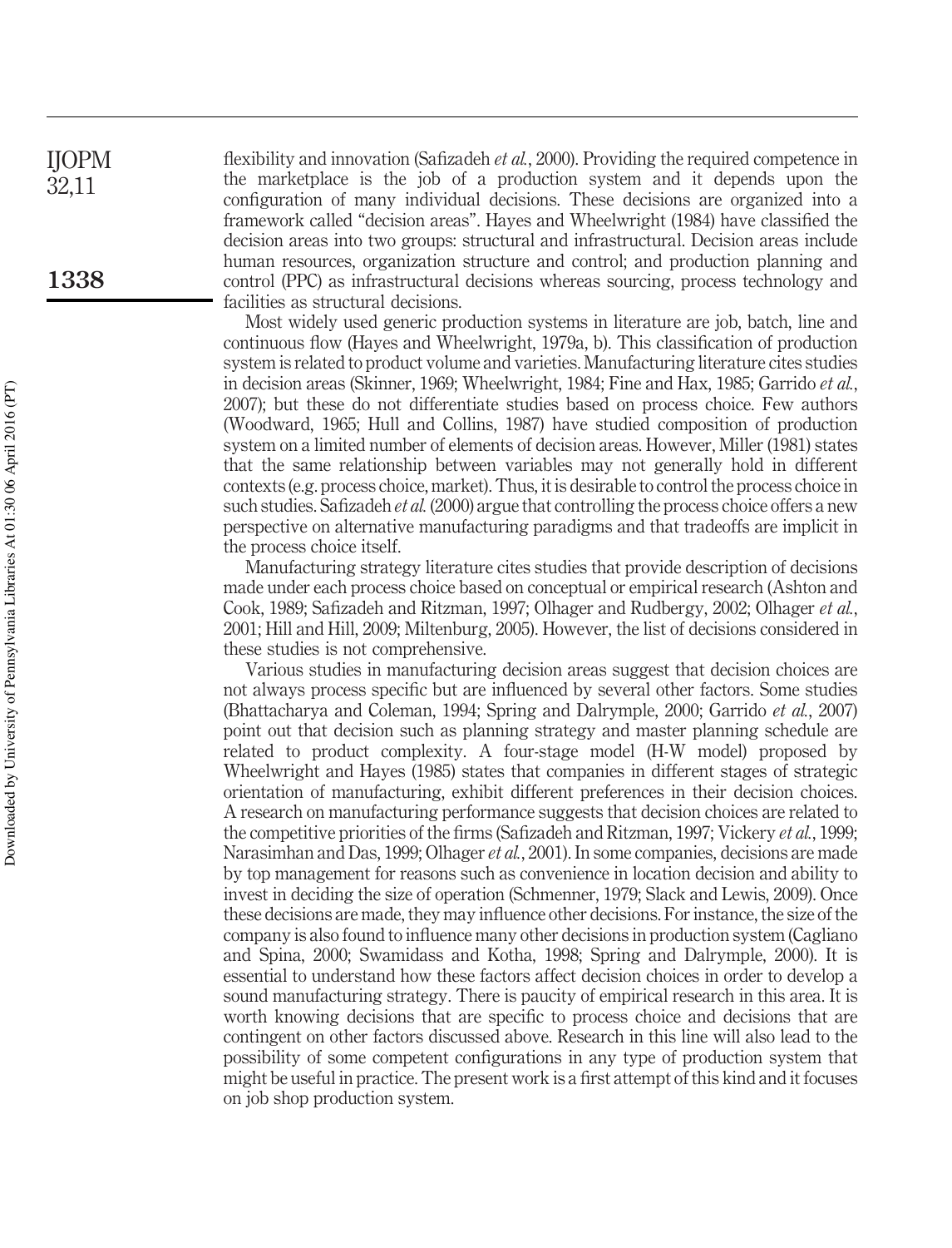flexibility and innovation (Safizadeh *et al.*, 2000). Providing the required competence in the marketplace is the job of a production system and it depends upon the configuration of many individual decisions. These decisions are organized into a framework called "decision areas". Hayes and Wheelwright (1984) have classified the decision areas into two groups: structural and infrastructural. Decision areas include human resources, organization structure and control; and production planning and control (PPC) as infrastructural decisions whereas sourcing, process technology and facilities as structural decisions.

Most widely used generic production systems in literature are job, batch, line and continuous flow (Hayes and Wheelwright, 1979a, b). This classification of production system is related to product volume and varieties. Manufacturing literature cites studies in decision areas (Skinner, 1969; Wheelwright, 1984; Fine and Hax, 1985; Garrido *et al.*, 2007); but these do not differentiate studies based on process choice. Few authors (Woodward, 1965; Hull and Collins, 1987) have studied composition of production system on a limited number of elements of decision areas. However, Miller (1981) states that the same relationship between variables may not generally hold in different contexts (e.g. process choice, market). Thus, it is desirable to control the process choice in such studies. Safizadeh *et al.* (2000) argue that controlling the process choice offers a new perspective on alternative manufacturing paradigms and that tradeoffs are implicit in the process choice itself.

Manufacturing strategy literature cites studies that provide description of decisions made under each process choice based on conceptual or empirical research (Ashton and Cook, 1989; Safizadeh and Ritzman, 1997; Olhager and Rudbergy, 2002; Olhager *et al.*, 2001; Hill and Hill, 2009; Miltenburg, 2005). However, the list of decisions considered in these studies is not comprehensive.

Various studies in manufacturing decision areas suggest that decision choices are not always process specific but are influenced by several other factors. Some studies (Bhattacharya and Coleman, 1994; Spring and Dalrymple, 2000; Garrido *et al.*, 2007) point out that decision such as planning strategy and master planning schedule are related to product complexity. A four-stage model (H-W model) proposed by Wheelwright and Hayes (1985) states that companies in different stages of strategic orientation of manufacturing, exhibit different preferences in their decision choices. A research on manufacturing performance suggests that decision choices are related to the competitive priorities of the firms (Safizadeh and Ritzman, 1997; Vickery *et al.*, 1999; Narasimhan and Das, 1999; Olhager *et al.*, 2001). In some companies, decisions are made by top management for reasons such as convenience in location decision and ability to invest in deciding the size of operation (Schmenner, 1979; Slack and Lewis, 2009). Once these decisions are made, they may influence other decisions. For instance, the size of the company is also found to influence many other decisions in production system (Cagliano and Spina, 2000; Swamidass and Kotha, 1998; Spring and Dalrymple, 2000). It is essential to understand how these factors affect decision choices in order to develop a sound manufacturing strategy. There is paucity of empirical research in this area. It is worth knowing decisions that are specific to process choice and decisions that are contingent on other factors discussed above. Research in this line will also lead to the possibility of some competent configurations in any type of production system that might be useful in practice. The present work is a first attempt of this kind and it focuses on job shop production system.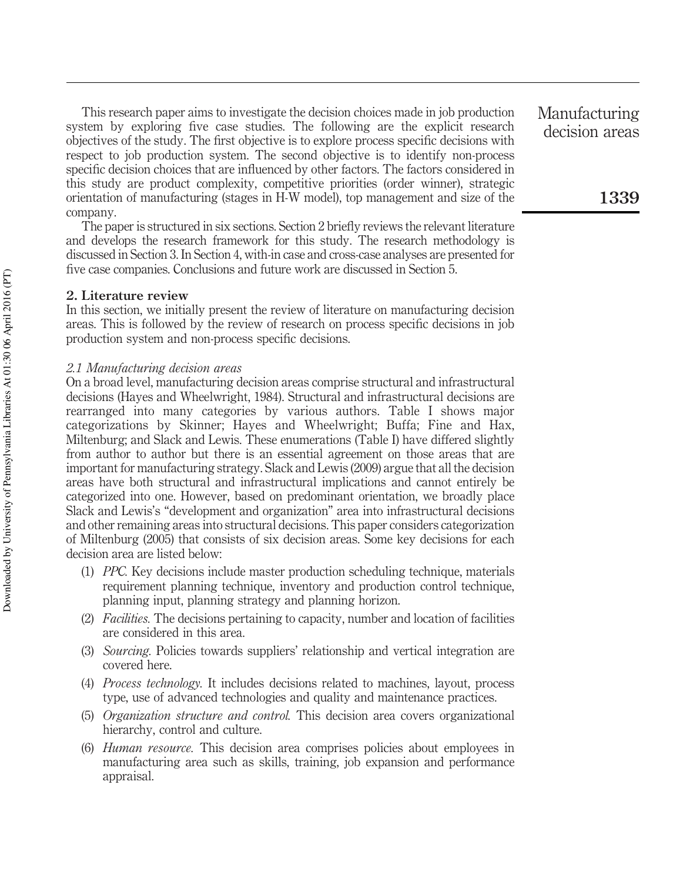This research paper aims to investigate the decision choices made in job production system by exploring five case studies. The following are the explicit research objectives of the study. The first objective is to explore process specific decisions with respect to job production system. The second objective is to identify non-process specific decision choices that are influenced by other factors. The factors considered in this study are product complexity, competitive priorities (order winner), strategic orientation of manufacturing (stages in H-W model), top management and size of the company.

The paper is structured in six sections. Section 2 briefly reviews the relevant literature and develops the research framework for this study. The research methodology is discussed in Section 3. In Section 4, with-in case and cross-case analyses are presented for five case companies. Conclusions and future work are discussed in Section 5.

## 2. Literature review

In this section, we initially present the review of literature on manufacturing decision areas. This is followed by the review of research on process specific decisions in job production system and non-process specific decisions.

### *2.1 Manufacturing decision areas*

On a broad level, manufacturing decision areas comprise structural and infrastructural decisions (Hayes and Wheelwright, 1984). Structural and infrastructural decisions are rearranged into many categories by various authors. Table I shows major categorizations by Skinner; Hayes and Wheelwright; Buffa; Fine and Hax, Miltenburg; and Slack and Lewis. These enumerations (Table I) have differed slightly from author to author but there is an essential agreement on those areas that are important for manufacturing strategy. Slack and Lewis (2009) argue that all the decision areas have both structural and infrastructural implications and cannot entirely be categorized into one. However, based on predominant orientation, we broadly place Slack and Lewis's "development and organization" area into infrastructural decisions and other remaining areas into structural decisions. This paper considers categorization of Miltenburg (2005) that consists of six decision areas. Some key decisions for each decision area are listed below:

1. *PPC*. Key decisions include master production scheduling technique, materials requirement planning technique, inventory and production control technique, planning input, planning strategy and planning horizon.
2. *Facilities*. The decisions pertaining to capacity, number and location of facilities are considered in this area.
3. *Sourcing*. Policies towards suppliers' relationship and vertical integration are covered here.
4. *Process technology*. It includes decisions related to machines, layout, process type, use of advanced technologies and quality and maintenance practices.
5. *Organization structure and control*. This decision area covers organizational hierarchy, control and culture.
6. *Human resource*. This decision area comprises policies about employees in manufacturing area such as skills, training, job expansion and performance appraisal.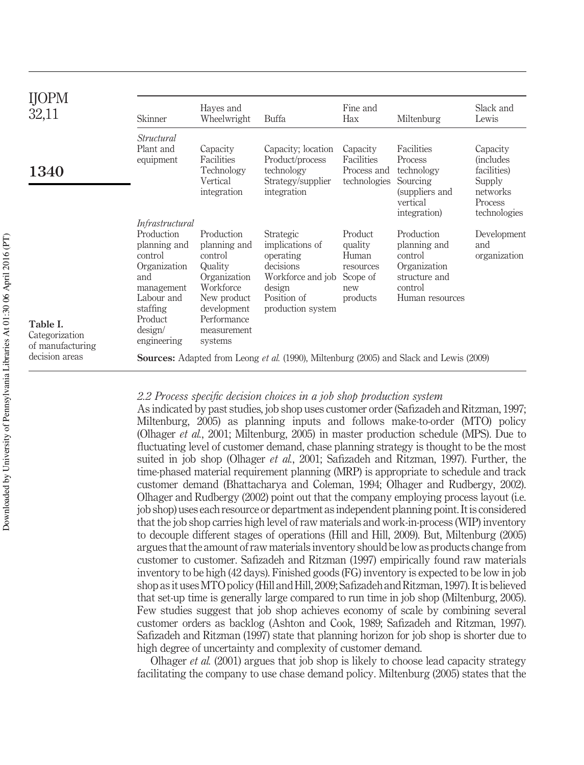| Skinner | Hayes and Wheelwright | Buffa | Fine and Hax | Miltenburg | Slack and Lewis |
|---|---|---|---|---|---|
| *Structural* | | | | | |
| Plant and equipment | Capacity<br>Facilities<br>Technology<br>Vertical integration | Capacity; location<br>Product/process technology<br>Strategy/supplier integration | Capacity<br>Facilities<br>Process and technologies | Facilities<br>Process technology<br>Sourcing (suppliers and vertical integration) | Capacity (includes facilities)<br>Supply networks<br>Process technologies |
| *Infrastructural* | | | | | |
| Production planning and control<br>Organization and management<br>Labour and staffing<br>Product design/ engineering | Production planning and control<br>Quality<br>Organization<br>Workforce<br>New product development<br>Performance measurement systems | Strategic implications of operating decisions<br>Workforce and job design<br>Position of production system | Product quality<br>Human resources<br>Scope of new products | Production planning and control<br>Organization structure and control<br>Human resources | Development and organization |

**Sources:** Adapted from Leong *et al.* (1990), Miltenburg (2005) and Slack and Lewis (2009)

**Table I.** Categorization of manufacturing decision areas

### *2.2 Process specific decision choices in a job shop production system*

As indicated by past studies, job shop uses customer order (Safizadeh and Ritzman, 1997; Miltenburg, 2005) as planning inputs and follows make-to-order (MTO) policy (Olhager *et al.*, 2001; Miltenburg, 2005) in master production schedule (MPS). Due to fluctuating level of customer demand, chase planning strategy is thought to be the most suited in job shop (Olhager *et al.*, 2001; Safizadeh and Ritzman, 1997). Further, the time-phased material requirement planning (MRP) is appropriate to schedule and track customer demand (Bhattacharya and Coleman, 1994; Olhager and Rudbergy, 2002). Olhager and Rudbergy (2002) point out that the company employing process layout (i.e. job shop) uses each resource or department as independent planning point. It is considered that the job shop carries high level of raw materials and work-in-process (WIP) inventory to decouple different stages of operations (Hill and Hill, 2009). But, Miltenburg (2005) argues that the amount of raw materials inventory should be low as products change from customer to customer. Safizadeh and Ritzman (1997) empirically found raw materials inventory to be high (42 days). Finished goods (FG) inventory is expected to be low in job shop as it uses MTO policy (Hill and Hill, 2009; Safizadeh and Ritzman, 1997). It is believed that set-up time is generally large compared to run time in job shop (Miltenburg, 2005). Few studies suggest that job shop achieves economy of scale by combining several customer orders as backlog (Ashton and Cook, 1989; Safizadeh and Ritzman, 1997). Safizadeh and Ritzman (1997) state that planning horizon for job shop is shorter due to high degree of uncertainty and complexity of customer demand.

Olhager *et al.* (2001) argues that job shop is likely to choose lead capacity strategy facilitating the company to use chase demand policy. Miltenburg (2005) states that the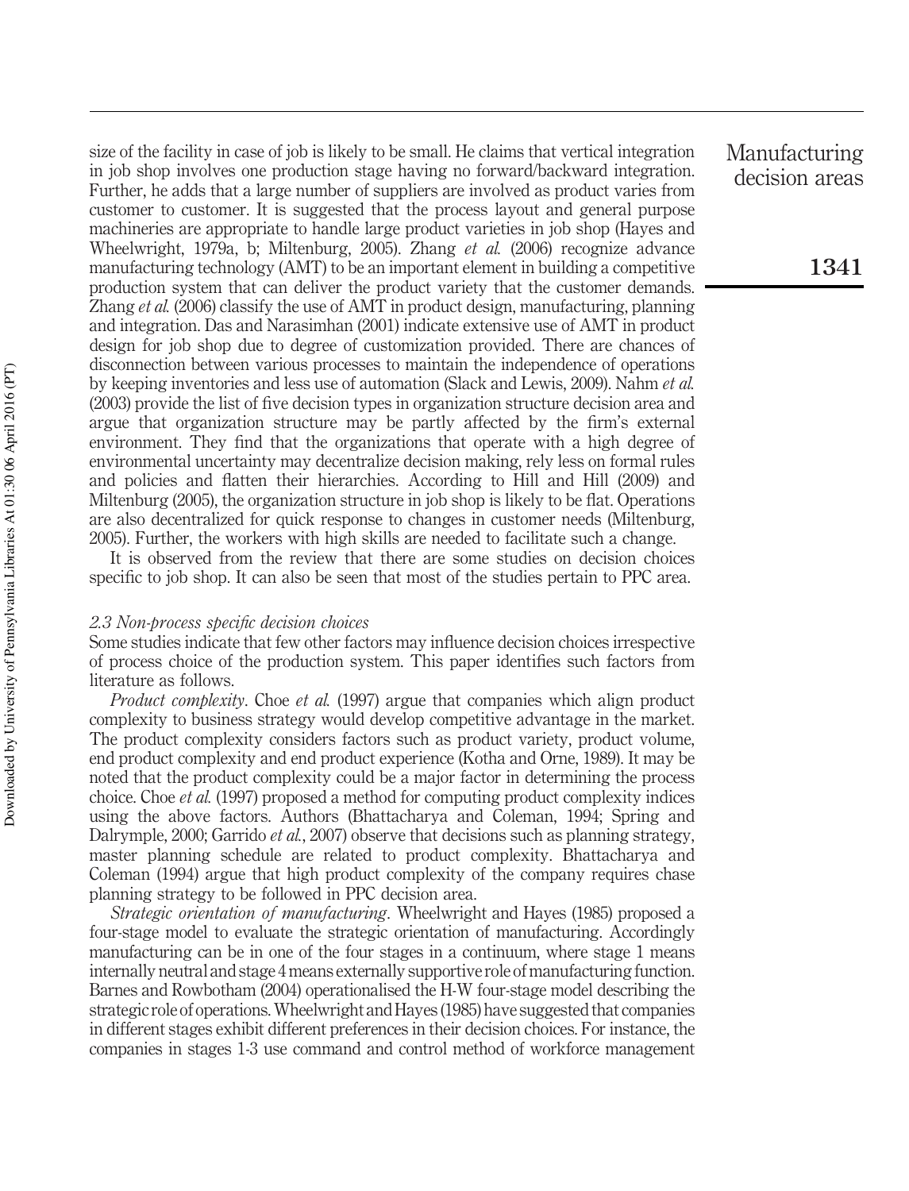size of the facility in case of job is likely to be small. He claims that vertical integration in job shop involves one production stage having no forward/backward integration. Further, he adds that a large number of suppliers are involved as product varies from customer to customer. It is suggested that the process layout and general purpose machineries are appropriate to handle large product varieties in job shop (Hayes and Wheelwright, 1979a, b; Miltenburg, 2005). Zhang *et al.* (2006) recognize advance manufacturing technology (AMT) to be an important element in building a competitive production system that can deliver the product variety that the customer demands. Zhang *et al.* (2006) classify the use of AMT in product design, manufacturing, planning and integration. Das and Narasimhan (2001) indicate extensive use of AMT in product design for job shop due to degree of customization provided. There are chances of disconnection between various processes to maintain the independence of operations by keeping inventories and less use of automation (Slack and Lewis, 2009). Nahm *et al.* (2003) provide the list of five decision types in organization structure decision area and argue that organization structure may be partly affected by the firm's external environment. They find that the organizations that operate with a high degree of environmental uncertainty may decentralize decision making, rely less on formal rules and policies and flatten their hierarchies. According to Hill and Hill (2009) and Miltenburg (2005), the organization structure in job shop is likely to be flat. Operations are also decentralized for quick response to changes in customer needs (Miltenburg, 2005). Further, the workers with high skills are needed to facilitate such a change.

It is observed from the review that there are some studies on decision choices specific to job shop. It can also be seen that most of the studies pertain to PPC area.

### *2.3 Non-process specific decision choices*

Some studies indicate that few other factors may influence decision choices irrespective of process choice of the production system. This paper identifies such factors from literature as follows.

*Product complexity*. Choe *et al.* (1997) argue that companies which align product complexity to business strategy would develop competitive advantage in the market. The product complexity considers factors such as product variety, product volume, end product complexity and end product experience (Kotha and Orne, 1989). It may be noted that the product complexity could be a major factor in determining the process choice. Choe *et al.* (1997) proposed a method for computing product complexity indices using the above factors. Authors (Bhattacharya and Coleman, 1994; Spring and Dalrymple, 2000; Garrido *et al.*, 2007) observe that decisions such as planning strategy, master planning schedule are related to product complexity. Bhattacharya and Coleman (1994) argue that high product complexity of the company requires chase planning strategy to be followed in PPC decision area.

*Strategic orientation of manufacturing*. Wheelwright and Hayes (1985) proposed a four-stage model to evaluate the strategic orientation of manufacturing. Accordingly manufacturing can be in one of the four stages in a continuum, where stage 1 means internally neutral and stage 4 means externally supportive role of manufacturing function. Barnes and Rowbotham (2004) operationalised the H-W four-stage model describing the strategic role of operations. Wheelwright and Hayes (1985) have suggested that companies in different stages exhibit different preferences in their decision choices. For instance, the companies in stages 1-3 use command and control method of workforce management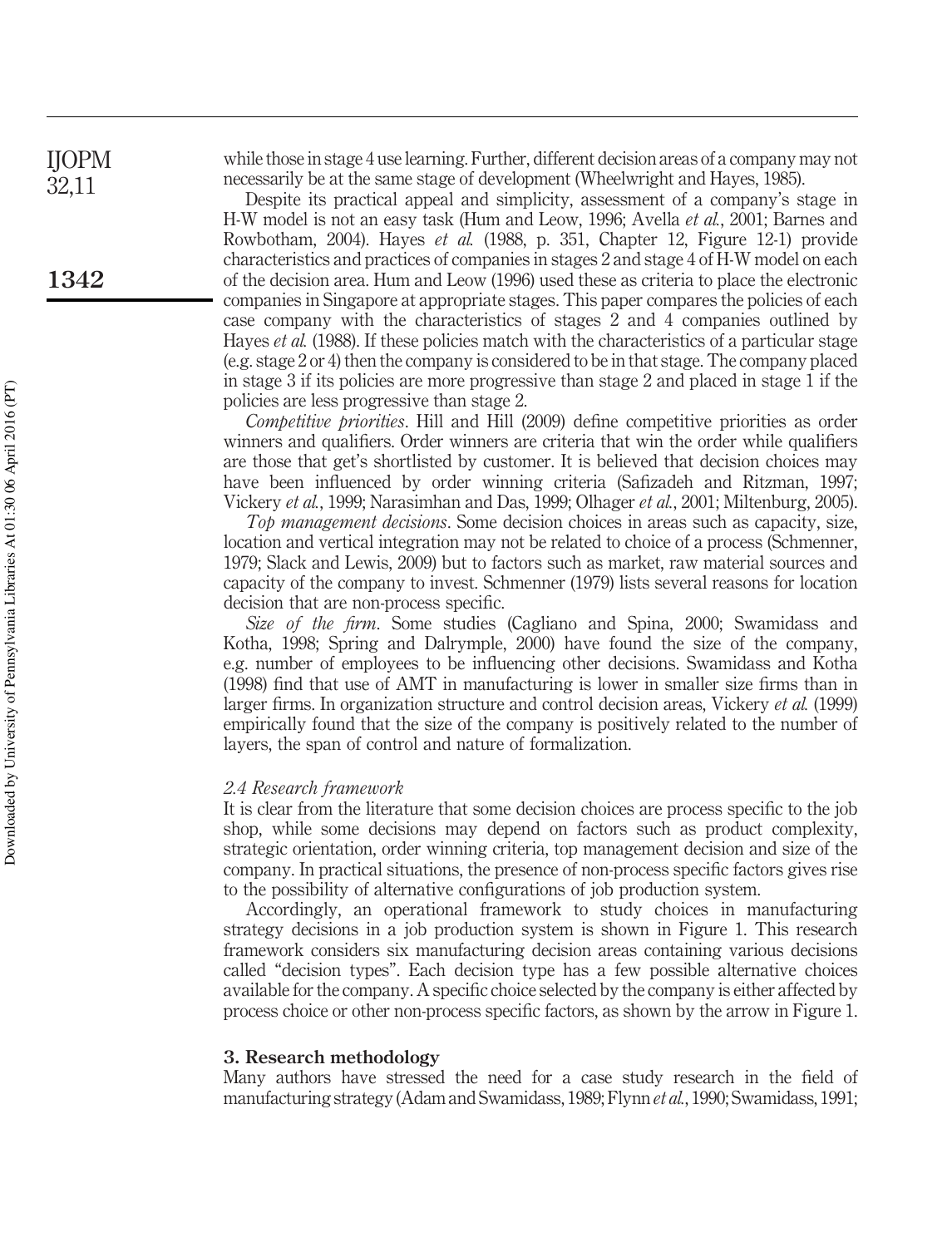while those in stage 4 use learning. Further, different decision areas of a company may not necessarily be at the same stage of development (Wheelwright and Hayes, 1985).

Despite its practical appeal and simplicity, assessment of a company's stage in H-W model is not an easy task (Hum and Leow, 1996; Avella *et al.*, 2001; Barnes and Rowbotham, 2004). Hayes *et al.* (1988, p. 351, Chapter 12, Figure 12-1) provide characteristics and practices of companies in stages 2 and stage 4 of H-W model on each of the decision area. Hum and Leow (1996) used these as criteria to place the electronic companies in Singapore at appropriate stages. This paper compares the policies of each case company with the characteristics of stages 2 and 4 companies outlined by Hayes *et al.* (1988). If these policies match with the characteristics of a particular stage (e.g. stage 2 or 4) then the company is considered to be in that stage. The company placed in stage 3 if its policies are more progressive than stage 2 and placed in stage 1 if the policies are less progressive than stage 2.

*Competitive priorities*. Hill and Hill (2009) define competitive priorities as order winners and qualifiers. Order winners are criteria that win the order while qualifiers are those that get's shortlisted by customer. It is believed that decision choices may have been influenced by order winning criteria (Safizadeh and Ritzman, 1997; Vickery *et al.*, 1999; Narasimhan and Das, 1999; Olhager *et al.*, 2001; Miltenburg, 2005).

*Top management decisions*. Some decision choices in areas such as capacity, size, location and vertical integration may not be related to choice of a process (Schmenner, 1979; Slack and Lewis, 2009) but to factors such as market, raw material sources and capacity of the company to invest. Schmenner (1979) lists several reasons for location decision that are non-process specific.

*Size of the firm*. Some studies (Cagliano and Spina, 2000; Swamidass and Kotha, 1998; Spring and Dalrymple, 2000) have found the size of the company, e.g. number of employees to be influencing other decisions. Swamidass and Kotha (1998) find that use of AMT in manufacturing is lower in smaller size firms than in larger firms. In organization structure and control decision areas, Vickery *et al.* (1999) empirically found that the size of the company is positively related to the number of layers, the span of control and nature of formalization.

### *2.4 Research framework*

It is clear from the literature that some decision choices are process specific to the job shop, while some decisions may depend on factors such as product complexity, strategic orientation, order winning criteria, top management decision and size of the company. In practical situations, the presence of non-process specific factors gives rise to the possibility of alternative configurations of job production system.

Accordingly, an operational framework to study choices in manufacturing strategy decisions in a job production system is shown in Figure 1. This research framework considers six manufacturing decision areas containing various decisions called "decision types". Each decision type has a few possible alternative choices available for the company. A specific choice selected by the company is either affected by process choice or other non-process specific factors, as shown by the arrow in Figure 1.

## 3. Research methodology

Many authors have stressed the need for a case study research in the field of manufacturing strategy (Adam and Swamidass, 1989; Flynn *et al.*, 1990; Swamidass, 1991;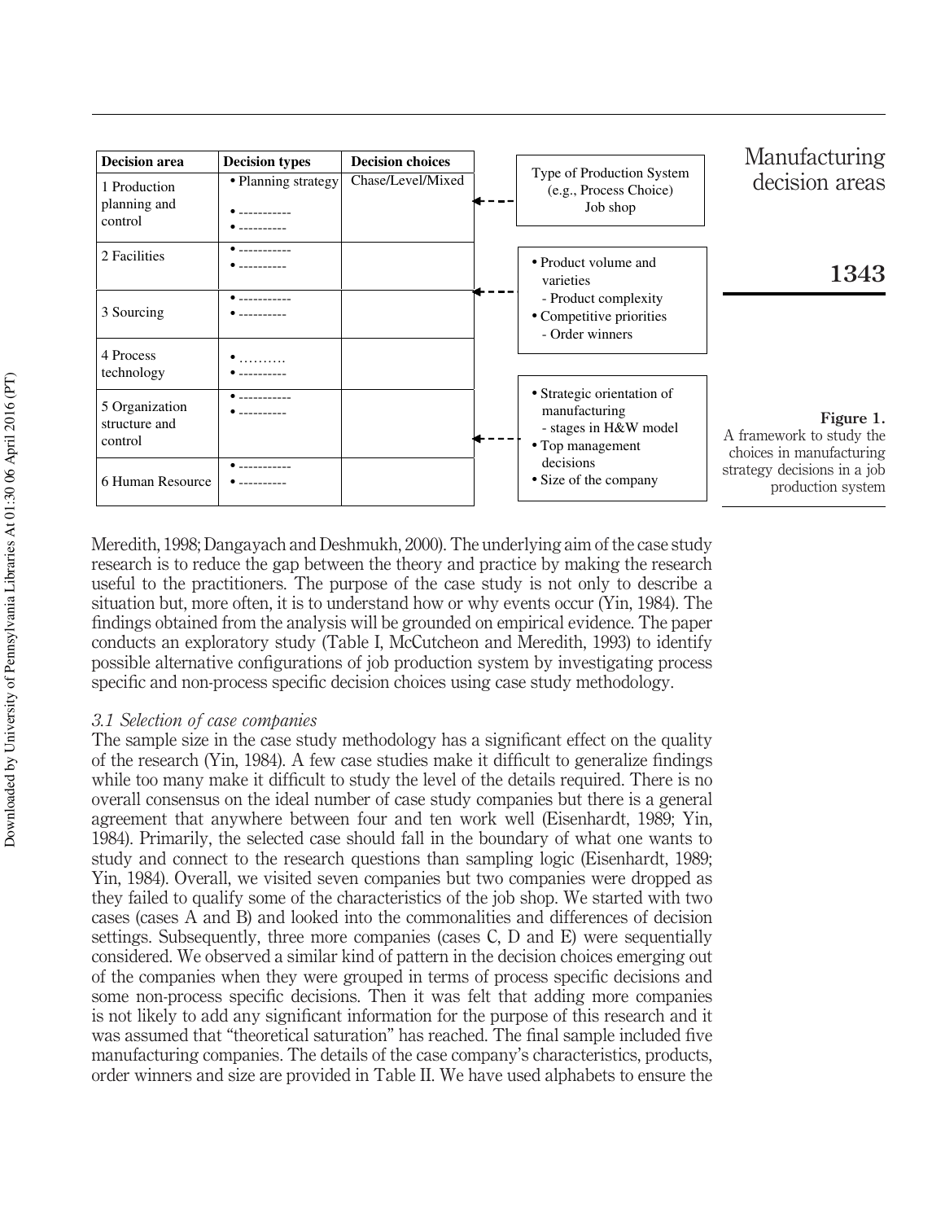| Decision area | Decision types | Decision choices |
|---|---|---|
| 1 Production planning and control | • Planning strategy<br>• -----------<br>• ---------- | Chase/Level/Mixed |
| 2 Facilities | • -----------<br>• ---------- | |
| 3 Sourcing | • -----------<br>• ---------- | |
| 4 Process technology | • ……….<br>• ---------- | |
| 5 Organization structure and control | • -----------<br>• ---------- | |
| 6 Human Resource | • -----------<br>• ---------- | |

Type of Production System (e.g., Process Choice) Job shop

- Product volume and varieties
  - Product complexity
- Competitive priorities
  - Order winners

- Strategic orientation of manufacturing
  - stages in H&W model
- Top management decisions
- Size of the company

**Figure 1.**
A framework to study the choices in manufacturing strategy decisions in a job production system

Meredith, 1998; Dangayach and Deshmukh, 2000). The underlying aim of the case study research is to reduce the gap between the theory and practice by making the research useful to the practitioners. The purpose of the case study is not only to describe a situation but, more often, it is to understand how or why events occur (Yin, 1984). The findings obtained from the analysis will be grounded on empirical evidence. The paper conducts an exploratory study (Table I, McCutcheon and Meredith, 1993) to identify possible alternative configurations of job production system by investigating process specific and non-process specific decision choices using case study methodology.

*3.1 Selection of case companies*

The sample size in the case study methodology has a significant effect on the quality of the research (Yin, 1984). A few case studies make it difficult to generalize findings while too many make it difficult to study the level of the details required. There is no overall consensus on the ideal number of case study companies but there is a general agreement that anywhere between four and ten work well (Eisenhardt, 1989; Yin, 1984). Primarily, the selected case should fall in the boundary of what one wants to study and connect to the research questions than sampling logic (Eisenhardt, 1989; Yin, 1984). Overall, we visited seven companies but two companies were dropped as they failed to qualify some of the characteristics of the job shop. We started with two cases (cases A and B) and looked into the commonalities and differences of decision settings. Subsequently, three more companies (cases C, D and E) were sequentially considered. We observed a similar kind of pattern in the decision choices emerging out of the companies when they were grouped in terms of process specific decisions and some non-process specific decisions. Then it was felt that adding more companies is not likely to add any significant information for the purpose of this research and it was assumed that "theoretical saturation" has reached. The final sample included five manufacturing companies. The details of the case company's characteristics, products, order winners and size are provided in Table II. We have used alphabets to ensure the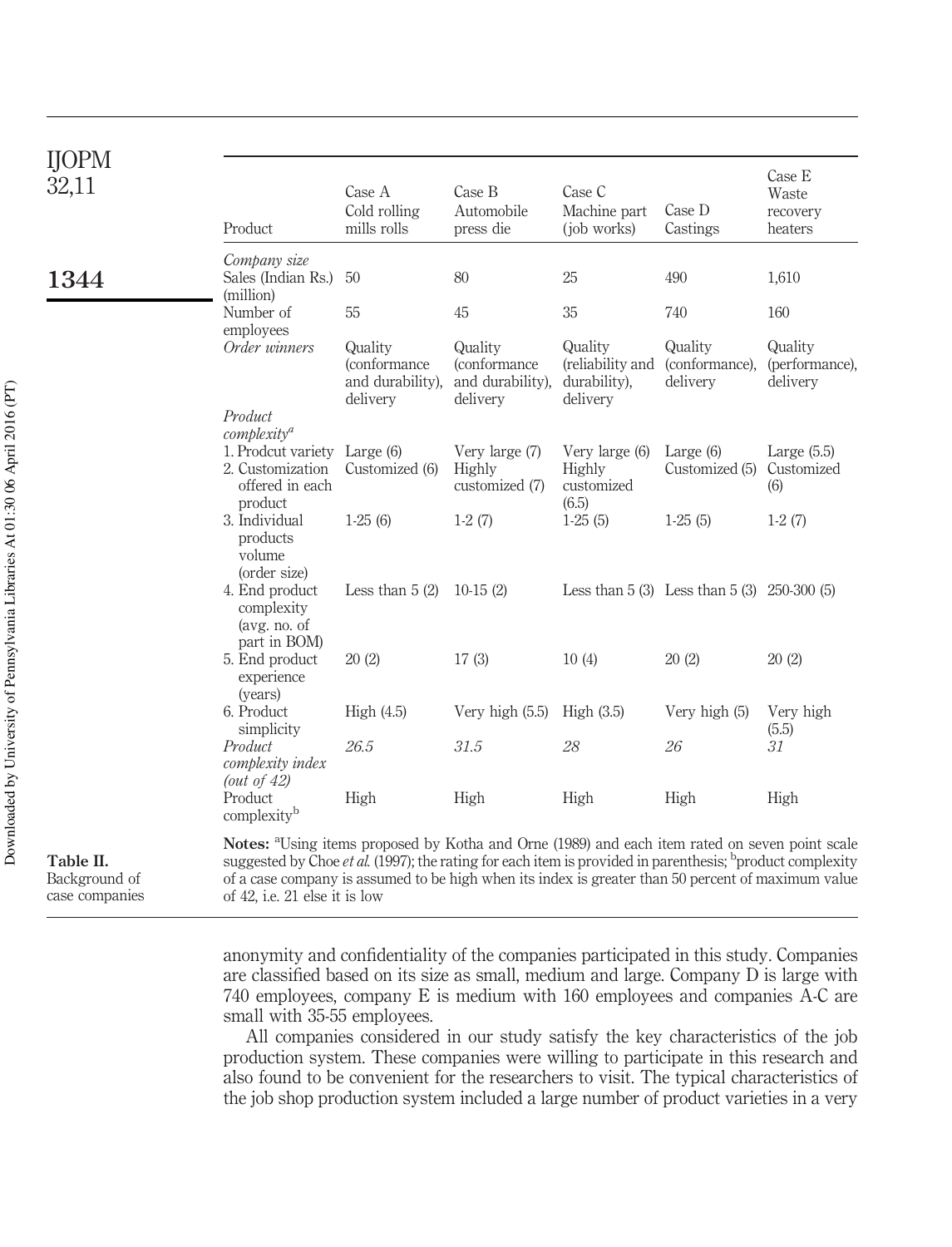Table II. Background of case companies

| Product | Case A Cold rolling mills rolls | Case B Automobile press die | Case C Machine part (job works) | Case D Castings | Case E Waste recovery heaters |
|---|---|---|---|---|---|
| *Company size* | | | | | |
| Sales (Indian Rs.) (million) | 50 | 80 | 25 | 490 | 1,610 |
| Number of employees | 55 | 45 | 35 | 740 | 160 |
| *Order winners* | Quality (conformance and durability), delivery | Quality (conformance and durability), delivery | Quality (reliability and durability), delivery | Quality (conformance), delivery | Quality (performance), delivery |
| *Product complexity*[a] | | | | | |
| 1. Prodcut variety | Large (6) | Very large (7) | Very large (6) | Large (6) | Large (5.5) |
| 2. Customization offered in each product | Customized (6) | Highly customized (7) | Highly customized (6.5) | Customized (5) | Customized (6) |
| 3. Individual products volume (order size) | 1-25 (6) | 1-2 (7) | 1-25 (5) | 1-25 (5) | 1-2 (7) |
| 4. End product complexity (avg. no. of part in BOM) | Less than 5 (2) | 10-15 (2) | Less than 5 (3) | Less than 5 (3) | 250-300 (5) |
| 5. End product experience (years) | 20 (2) | 17 (3) | 10 (4) | 20 (2) | 20 (2) |
| 6. Product simplicity | High (4.5) | Very high (5.5) | High (3.5) | Very high (5) | Very high (5.5) |
| *Product complexity index (out of 42)* | *26.5* | *31.5* | *28* | *26* | *31* |
| Product complexity[b] | High | High | High | High | High |

**Notes:** [a]Using items proposed by Kotha and Orne (1989) and each item rated on seven point scale suggested by Choe *et al.* (1997); the rating for each item is provided in parenthesis; [b]product complexity of a case company is assumed to be high when its index is greater than 50 percent of maximum value of 42, i.e. 21 else it is low

anonymity and confidentiality of the companies participated in this study. Companies are classified based on its size as small, medium and large. Company D is large with 740 employees, company E is medium with 160 employees and companies A-C are small with 35-55 employees.

All companies considered in our study satisfy the key characteristics of the job production system. These companies were willing to participate in this research and also found to be convenient for the researchers to visit. The typical characteristics of the job shop production system included a large number of product varieties in a very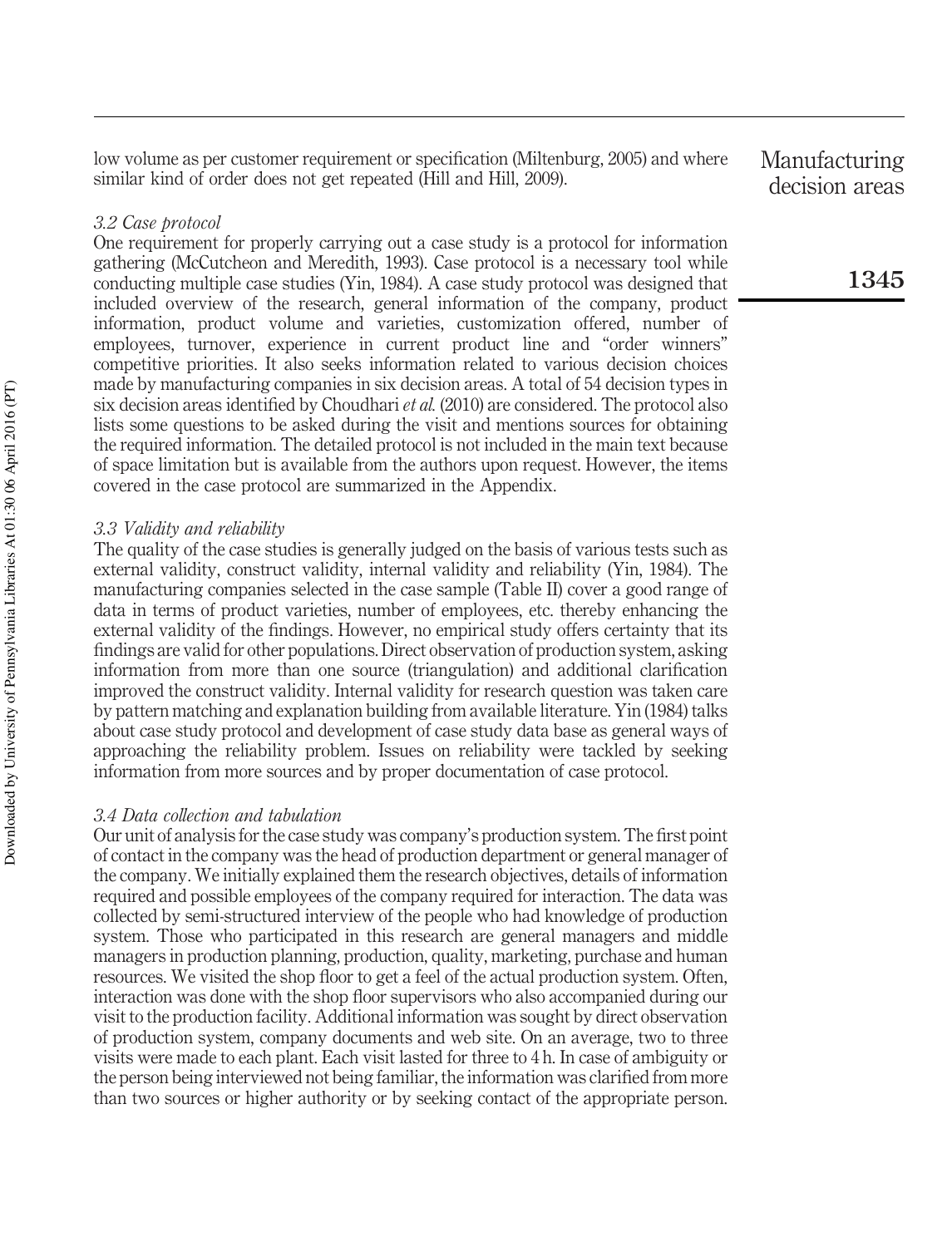low volume as per customer requirement or specification (Miltenburg, 2005) and where similar kind of order does not get repeated (Hill and Hill, 2009).

### *3.2 Case protocol*

One requirement for properly carrying out a case study is a protocol for information gathering (McCutcheon and Meredith, 1993). Case protocol is a necessary tool while conducting multiple case studies (Yin, 1984). A case study protocol was designed that included overview of the research, general information of the company, product information, product volume and varieties, customization offered, number of employees, turnover, experience in current product line and "order winners" competitive priorities. It also seeks information related to various decision choices made by manufacturing companies in six decision areas. A total of 54 decision types in six decision areas identified by Choudhari *et al.* (2010) are considered. The protocol also lists some questions to be asked during the visit and mentions sources for obtaining the required information. The detailed protocol is not included in the main text because of space limitation but is available from the authors upon request. However, the items covered in the case protocol are summarized in the Appendix.

### *3.3 Validity and reliability*

The quality of the case studies is generally judged on the basis of various tests such as external validity, construct validity, internal validity and reliability (Yin, 1984). The manufacturing companies selected in the case sample (Table II) cover a good range of data in terms of product varieties, number of employees, etc. thereby enhancing the external validity of the findings. However, no empirical study offers certainty that its findings are valid for other populations. Direct observation of production system, asking information from more than one source (triangulation) and additional clarification improved the construct validity. Internal validity for research question was taken care by pattern matching and explanation building from available literature. Yin (1984) talks about case study protocol and development of case study data base as general ways of approaching the reliability problem. Issues on reliability were tackled by seeking information from more sources and by proper documentation of case protocol.

### *3.4 Data collection and tabulation*

Our unit of analysis for the case study was company's production system. The first point of contact in the company was the head of production department or general manager of the company. We initially explained them the research objectives, details of information required and possible employees of the company required for interaction. The data was collected by semi-structured interview of the people who had knowledge of production system. Those who participated in this research are general managers and middle managers in production planning, production, quality, marketing, purchase and human resources. We visited the shop floor to get a feel of the actual production system. Often, interaction was done with the shop floor supervisors who also accompanied during our visit to the production facility. Additional information was sought by direct observation of production system, company documents and web site. On an average, two to three visits were made to each plant. Each visit lasted for three to 4 h. In case of ambiguity or the person being interviewed not being familiar, the information was clarified from more than two sources or higher authority or by seeking contact of the appropriate person.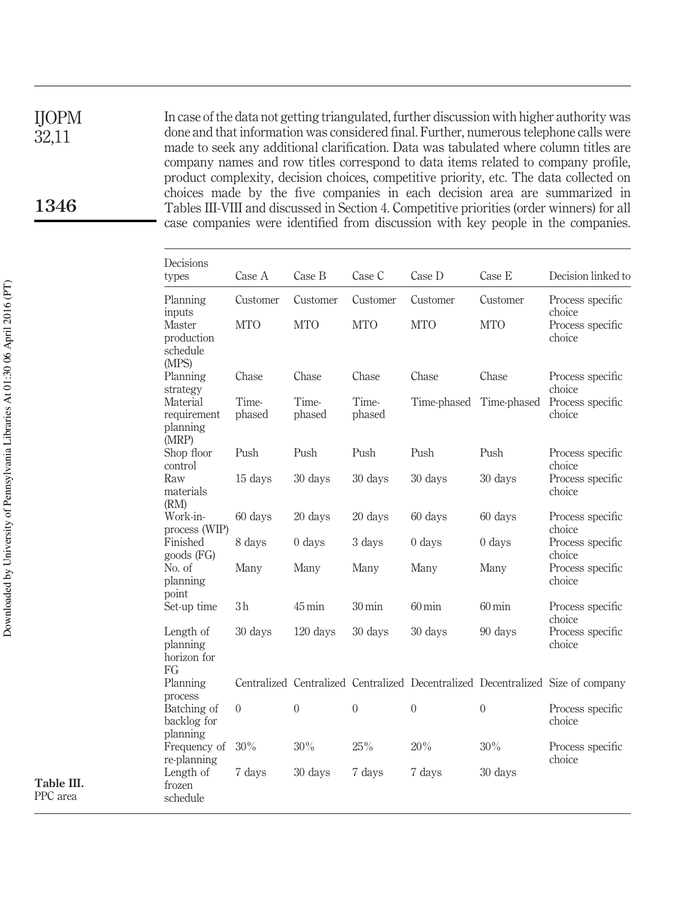In case of the data not getting triangulated, further discussion with higher authority was done and that information was considered final. Further, numerous telephone calls were made to seek any additional clarification. Data was tabulated where column titles are company names and row titles correspond to data items related to company profile, product complexity, decision choices, competitive priority, etc. The data collected on choices made by the five companies in each decision area are summarized in Tables III-VIII and discussed in Section 4. Competitive priorities (order winners) for all case companies were identified from discussion with key people in the companies.

**Table III.** PPC area

| Decisions types | Case A | Case B | Case C | Case D | Case E | Decision linked to |
|---|---|---|---|---|---|---|
| Planning inputs | Customer | Customer | Customer | Customer | Customer | Process specific choice |
| Master production schedule (MPS) | MTO | MTO | MTO | MTO | MTO | Process specific choice |
| Planning strategy | Chase | Chase | Chase | Chase | Chase | Process specific choice |
| Material requirement planning (MRP) | Time-phased | Time-phased | Time-phased | Time-phased | Time-phased | Process specific choice |
| Shop floor control | Push | Push | Push | Push | Push | Process specific choice |
| Raw materials (RM) | 15 days | 30 days | 30 days | 30 days | 30 days | Process specific choice |
| Work-in-process (WIP) | 60 days | 20 days | 20 days | 60 days | 60 days | Process specific choice |
| Finished goods (FG) | 8 days | 0 days | 3 days | 0 days | 0 days | Process specific choice |
| No. of planning point | Many | Many | Many | Many | Many | Process specific choice |
| Set-up time | 3 h | 45 min | 30 min | 60 min | 60 min | Process specific choice |
| Length of planning horizon for FG | 30 days | 120 days | 30 days | 30 days | 90 days | Process specific choice |
| Planning process | Centralized | Centralized | Centralized | Decentralized | Decentralized | Size of company |
| Batching of backlog for planning | 0 | 0 | 0 | 0 | 0 | Process specific choice |
| Frequency of re-planning | 30% | 30% | 25% | 20% | 30% | Process specific choice |
| Length of frozen schedule | 7 days | 30 days | 7 days | 7 days | 30 days | |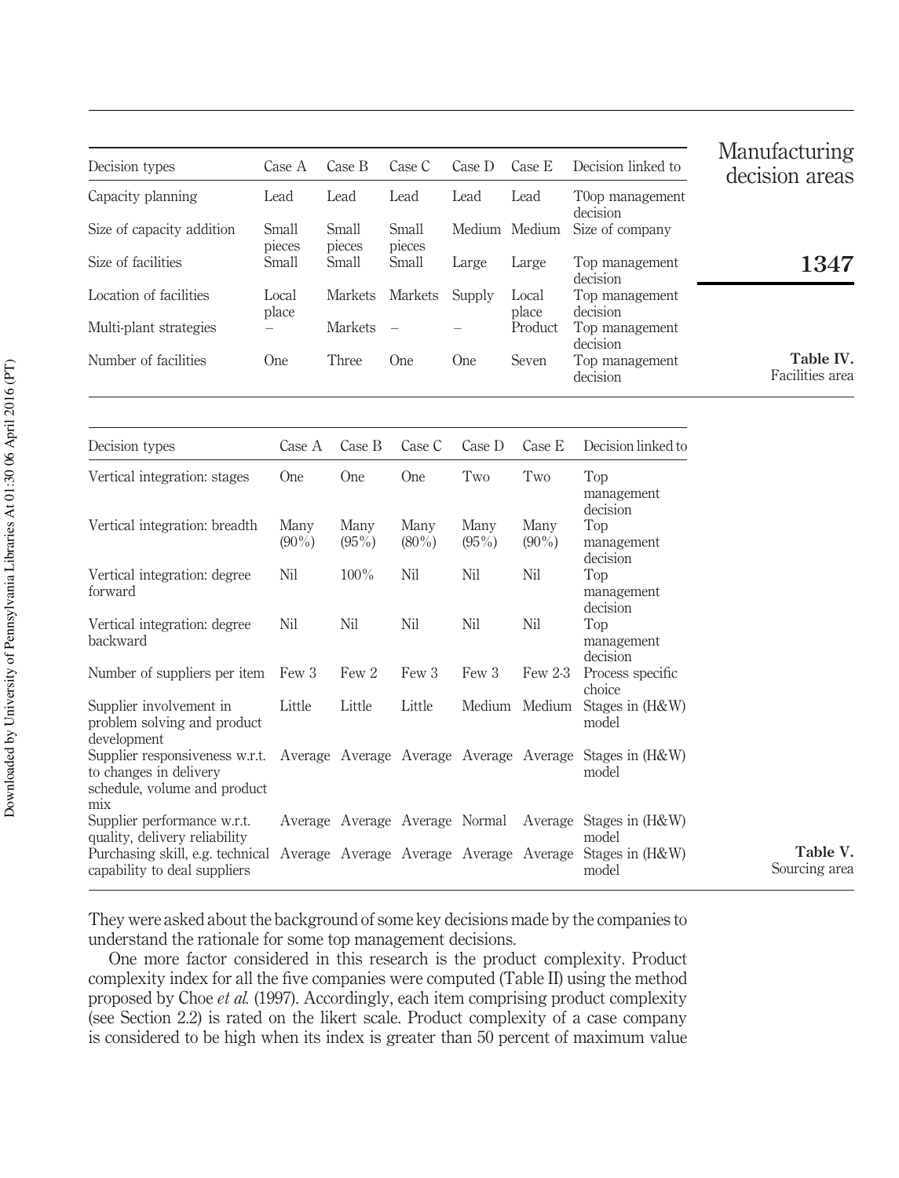| Decision types | Case A | Case B | Case C | Case D | Case E | Decision linked to |
|---|---|---|---|---|---|---|
| Capacity planning | Lead | Lead | Lead | Lead | Lead | T0op management decision |
| Size of capacity addition | Small pieces | Small pieces | Small pieces | Medium | Medium | Size of company |
| Size of facilities | Small | Small | Small | Large | Large | Top management decision |
| Location of facilities | Local place | Markets | Markets | Supply | Local place | Top management decision |
| Multi-plant strategies | – | Markets | – | – | Product | Top management decision |
| Number of facilities | One | Three | One | One | Seven | Top management decision |

**Table IV.** Facilities area

| Decision types | Case A | Case B | Case C | Case D | Case E | Decision linked to |
|---|---|---|---|---|---|---|
| Vertical integration: stages | One | One | One | Two | Two | Top management decision |
| Vertical integration: breadth | Many (90%) | Many (95%) | Many (80%) | Many (95%) | Many (90%) | Top management decision |
| Vertical integration: degree forward | Nil | 100% | Nil | Nil | Nil | Top management decision |
| Vertical integration: degree backward | Nil | Nil | Nil | Nil | Nil | Top management decision |
| Number of suppliers per item | Few 3 | Few 2 | Few 3 | Few 3 | Few 2-3 | Process specific choice |
| Supplier involvement in problem solving and product development | Little | Little | Little | Medium | Medium | Stages in (H&W) model |
| Supplier responsiveness w.r.t. to changes in delivery schedule, volume and product mix | Average | Average | Average | Average | Average | Stages in (H&W) model |
| Supplier performance w.r.t. quality, delivery reliability | Average | Average | Average | Normal | Average | Stages in (H&W) model |
| Purchasing skill, e.g. technical capability to deal suppliers | Average | Average | Average | Average | Average | Stages in (H&W) model |

**Table V.** Sourcing area

They were asked about the background of some key decisions made by the companies to understand the rationale for some top management decisions.

One more factor considered in this research is the product complexity. Product complexity index for all the five companies were computed (Table II) using the method proposed by Choe *et al.* (1997). Accordingly, each item comprising product complexity (see Section 2.2) is rated on the likert scale. Product complexity of a case company is considered to be high when its index is greater than 50 percent of maximum value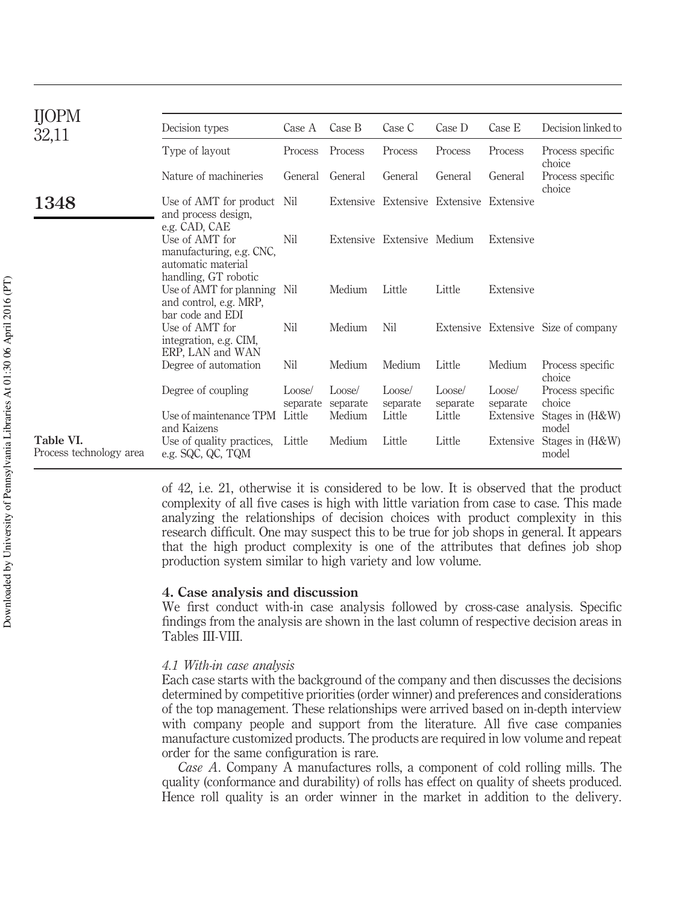| Decision types | Case A | Case B | Case C | Case D | Case E | Decision linked to |
|---|---|---|---|---|---|---|
| Type of layout | Process | Process | Process | Process | Process | Process specific choice |
| Nature of machineries | General | General | General | General | General | Process specific choice |
| Use of AMT for product and process design, e.g. CAD, CAE | Nil | Extensive | Extensive | Extensive | Extensive | |
| Use of AMT for manufacturing, e.g. CNC, automatic material handling, GT robotic | Nil | Extensive | Extensive | Medium | Extensive | |
| Use of AMT for planning and control, e.g. MRP, bar code and EDI | Nil | Medium | Little | Little | Extensive | |
| Use of AMT for integration, e.g. CIM, ERP, LAN and WAN | Nil | Medium | Nil | Extensive | Extensive | Size of company |
| Degree of automation | Nil | Medium | Medium | Little | Medium | Process specific choice |
| Degree of coupling | Loose/separate | Loose/separate | Loose/separate | Loose/separate | Loose/separate | Process specific choice |
| Use of maintenance TPM and Kaizens | Little | Medium | Little | Little | Extensive | Stages in (H&W) model |
| Use of quality practices, e.g. SQC, QC, TQM | Little | Medium | Little | Little | Extensive | Stages in (H&W) model |

**Table VI.** Process technology area

of 42, i.e. 21, otherwise it is considered to be low. It is observed that the product complexity of all five cases is high with little variation from case to case. This made analyzing the relationships of decision choices with product complexity in this research difficult. One may suspect this to be true for job shops in general. It appears that the high product complexity is one of the attributes that defines job shop production system similar to high variety and low volume.

## 4. Case analysis and discussion

We first conduct with-in case analysis followed by cross-case analysis. Specific findings from the analysis are shown in the last column of respective decision areas in Tables III-VIII.

### 4.1 With-in case analysis

Each case starts with the background of the company and then discusses the decisions determined by competitive priorities (order winner) and preferences and considerations of the top management. These relationships were arrived based on in-depth interview with company people and support from the literature. All five case companies manufacture customized products. The products are required in low volume and repeat order for the same configuration is rare.

*Case A*. Company A manufactures rolls, a component of cold rolling mills. The quality (conformance and durability) of rolls has effect on quality of sheets produced. Hence roll quality is an order winner in the market in addition to the delivery.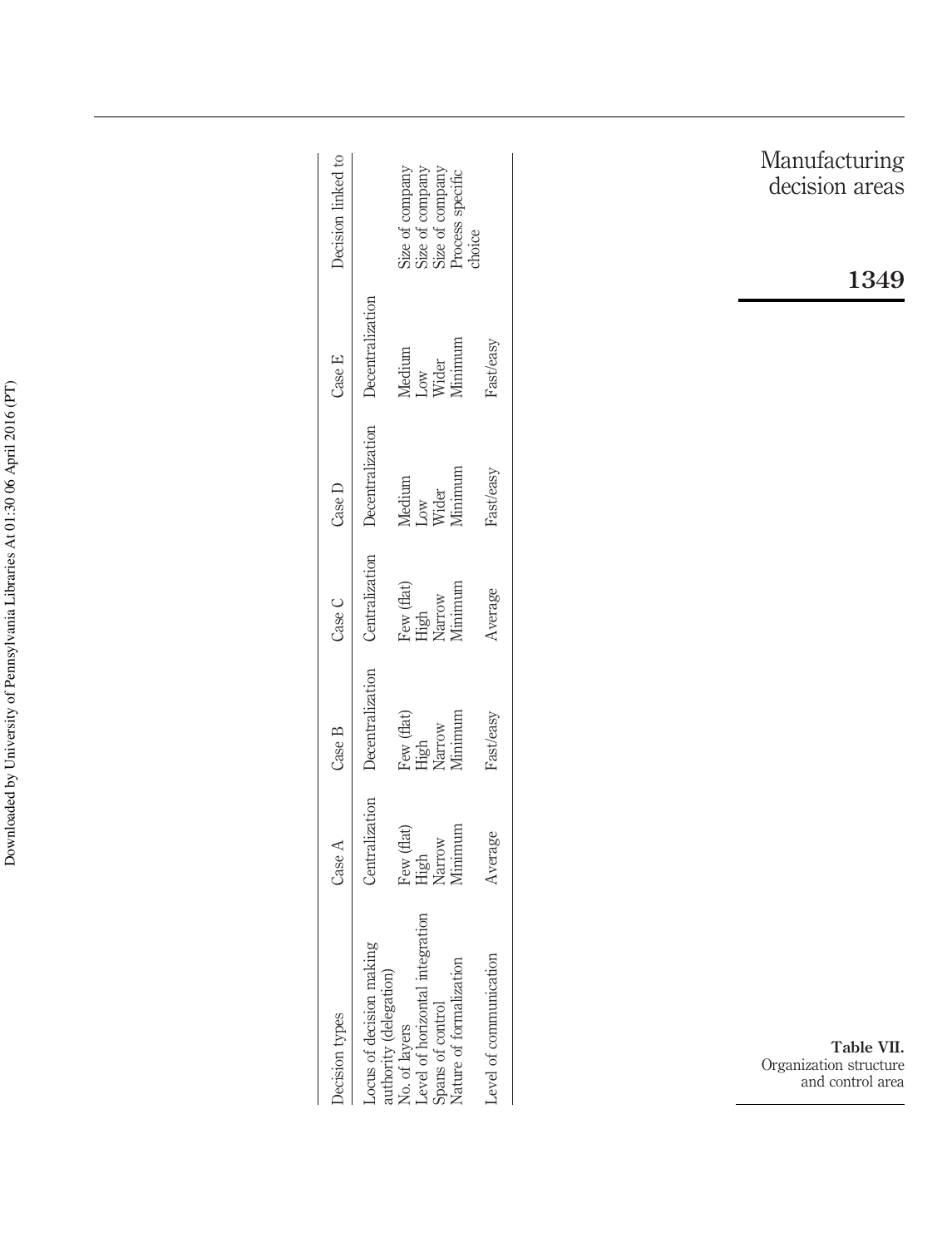| Decision types | Case A | Case B | Case C | Case D | Case E | Decision linked to |
|---|---|---|---|---|---|---|
| Locus of decision making authority (delegation) | Centralization | Decentralization | Centralization | Decentralization | Decentralization | |
| No. of layers | Few (flat) | Few (flat) | Few (flat) | Medium | Medium | Size of company |
| Level of horizontal integration | High | High | High | Low | Low | Size of company |
| Spans of control | Narrow | Narrow | Narrow | Wider | Wider | Size of company |
| Nature of formalization | Minimum | Minimum | Minimum | Minimum | Minimum | Process specific choice |
| Level of communication | Average | Fast/easy | Average | Fast/easy | Fast/easy | |

**Table VII.** Organization structure and control area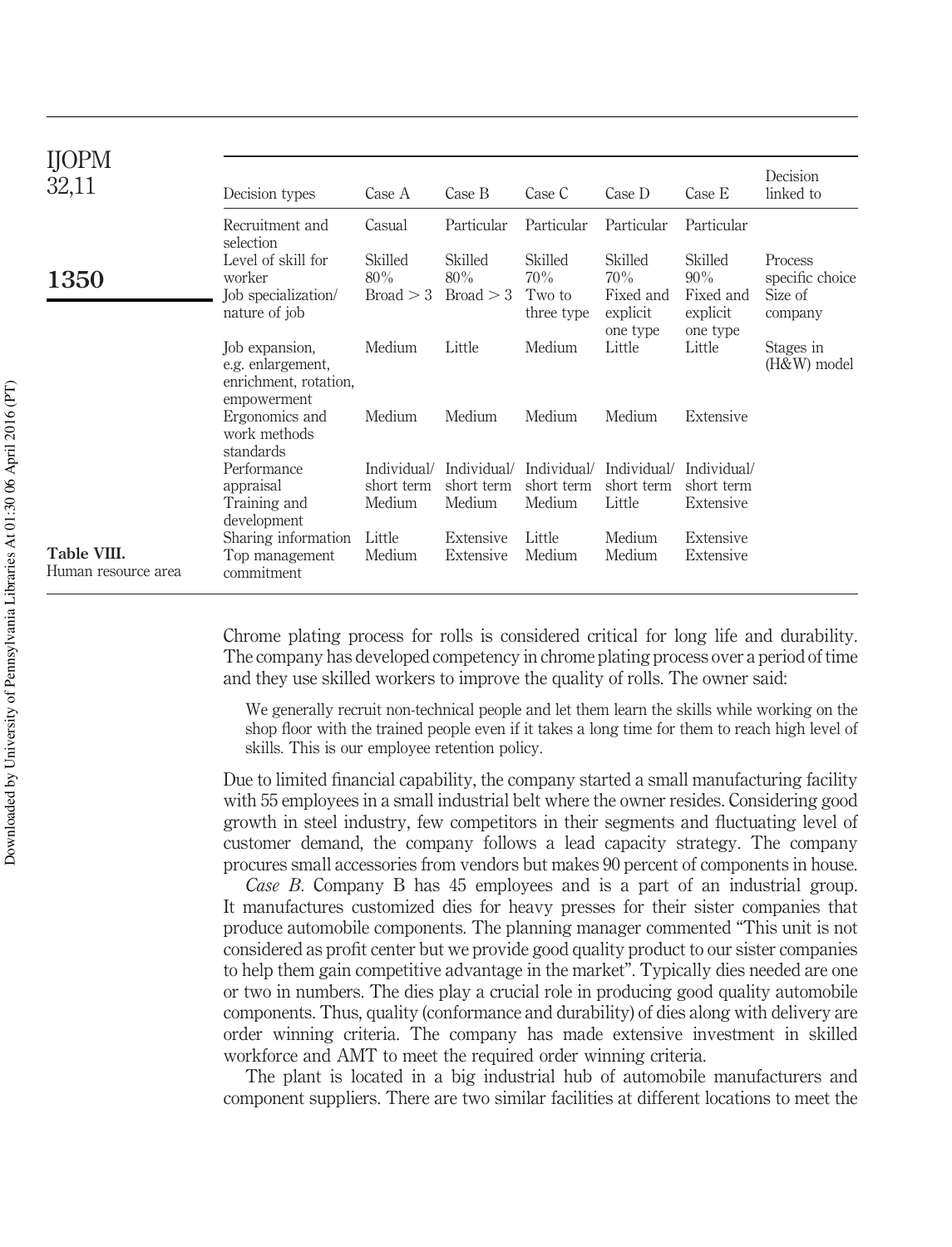| Decision types | Case A | Case B | Case C | Case D | Case E | Decision linked to |
|---|---|---|---|---|---|---|
| Recruitment and selection | Casual | Particular | Particular | Particular | Particular | |
| Level of skill for worker | Skilled 80% | Skilled 80% | Skilled 70% | Skilled 70% | Skilled 90% | Process specific choice |
| Job specialization/ nature of job | Broad > 3 | Broad > 3 | Two to three type | Fixed and explicit one type | Fixed and explicit one type | Size of company |
| Job expansion, e.g. enlargement, enrichment, rotation, empowerment | Medium | Little | Medium | Little | Little | Stages in (H&W) model |
| Ergonomics and work methods standards | Medium | Medium | Medium | Medium | Extensive | |
| Performance appraisal | Individual/ short term | Individual/ short term | Individual/ short term | Individual/ short term | Individual/ short term | |
| Training and development | Medium | Medium | Medium | Little | Extensive | |
| Sharing information | Little | Extensive | Little | Medium | Extensive | |
| Top management commitment | Medium | Extensive | Medium | Medium | Extensive | |

**Table VIII.** Human resource area

Chrome plating process for rolls is considered critical for long life and durability. The company has developed competency in chrome plating process over a period of time and they use skilled workers to improve the quality of rolls. The owner said:

> We generally recruit non-technical people and let them learn the skills while working on the shop floor with the trained people even if it takes a long time for them to reach high level of skills. This is our employee retention policy.

Due to limited financial capability, the company started a small manufacturing facility with 55 employees in a small industrial belt where the owner resides. Considering good growth in steel industry, few competitors in their segments and fluctuating level of customer demand, the company follows a lead capacity strategy. The company procures small accessories from vendors but makes 90 percent of components in house.

*Case B*. Company B has 45 employees and is a part of an industrial group. It manufactures customized dies for heavy presses for their sister companies that produce automobile components. The planning manager commented "This unit is not considered as profit center but we provide good quality product to our sister companies to help them gain competitive advantage in the market". Typically dies needed are one or two in numbers. The dies play a crucial role in producing good quality automobile components. Thus, quality (conformance and durability) of dies along with delivery are order winning criteria. The company has made extensive investment in skilled workforce and AMT to meet the required order winning criteria.

The plant is located in a big industrial hub of automobile manufacturers and component suppliers. There are two similar facilities at different locations to meet the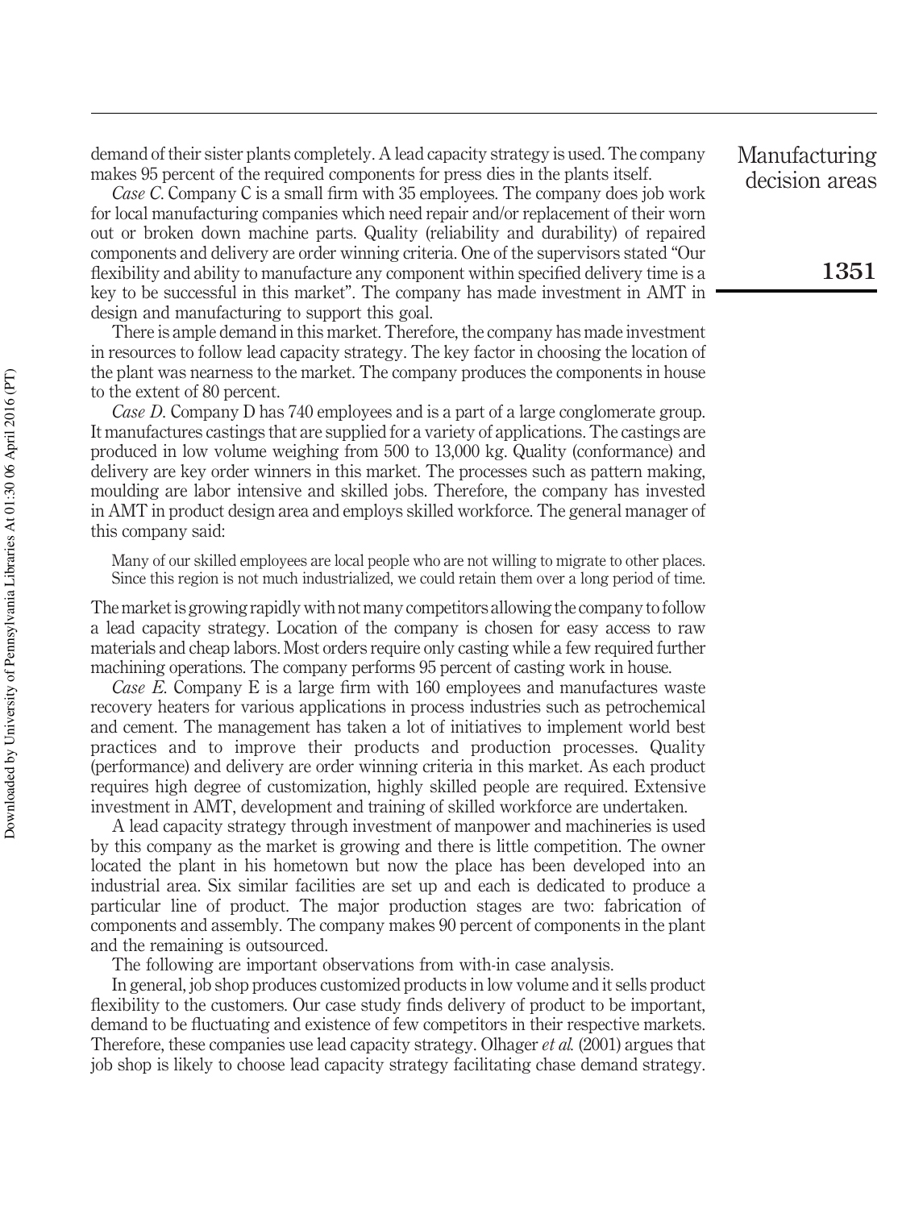demand of their sister plants completely. A lead capacity strategy is used. The company makes 95 percent of the required components for press dies in the plants itself.

*Case C*. Company C is a small firm with 35 employees. The company does job work for local manufacturing companies which need repair and/or replacement of their worn out or broken down machine parts. Quality (reliability and durability) of repaired components and delivery are order winning criteria. One of the supervisors stated "Our flexibility and ability to manufacture any component within specified delivery time is a key to be successful in this market". The company has made investment in AMT in design and manufacturing to support this goal.

There is ample demand in this market. Therefore, the company has made investment in resources to follow lead capacity strategy. The key factor in choosing the location of the plant was nearness to the market. The company produces the components in house to the extent of 80 percent.

*Case D*. Company D has 740 employees and is a part of a large conglomerate group. It manufactures castings that are supplied for a variety of applications. The castings are produced in low volume weighing from 500 to 13,000 kg. Quality (conformance) and delivery are key order winners in this market. The processes such as pattern making, moulding are labor intensive and skilled jobs. Therefore, the company has invested in AMT in product design area and employs skilled workforce. The general manager of this company said:

> Many of our skilled employees are local people who are not willing to migrate to other places. Since this region is not much industrialized, we could retain them over a long period of time.

The market is growing rapidly with not many competitors allowing the company to follow a lead capacity strategy. Location of the company is chosen for easy access to raw materials and cheap labors. Most orders require only casting while a few required further machining operations. The company performs 95 percent of casting work in house.

*Case E*. Company E is a large firm with 160 employees and manufactures waste recovery heaters for various applications in process industries such as petrochemical and cement. The management has taken a lot of initiatives to implement world best practices and to improve their products and production processes. Quality (performance) and delivery are order winning criteria in this market. As each product requires high degree of customization, highly skilled people are required. Extensive investment in AMT, development and training of skilled workforce are undertaken.

A lead capacity strategy through investment of manpower and machineries is used by this company as the market is growing and there is little competition. The owner located the plant in his hometown but now the place has been developed into an industrial area. Six similar facilities are set up and each is dedicated to produce a particular line of product. The major production stages are two: fabrication of components and assembly. The company makes 90 percent of components in the plant and the remaining is outsourced.

The following are important observations from with-in case analysis.

In general, job shop produces customized products in low volume and it sells product flexibility to the customers. Our case study finds delivery of product to be important, demand to be fluctuating and existence of few competitors in their respective markets. Therefore, these companies use lead capacity strategy. Olhager *et al.* (2001) argues that job shop is likely to choose lead capacity strategy facilitating chase demand strategy.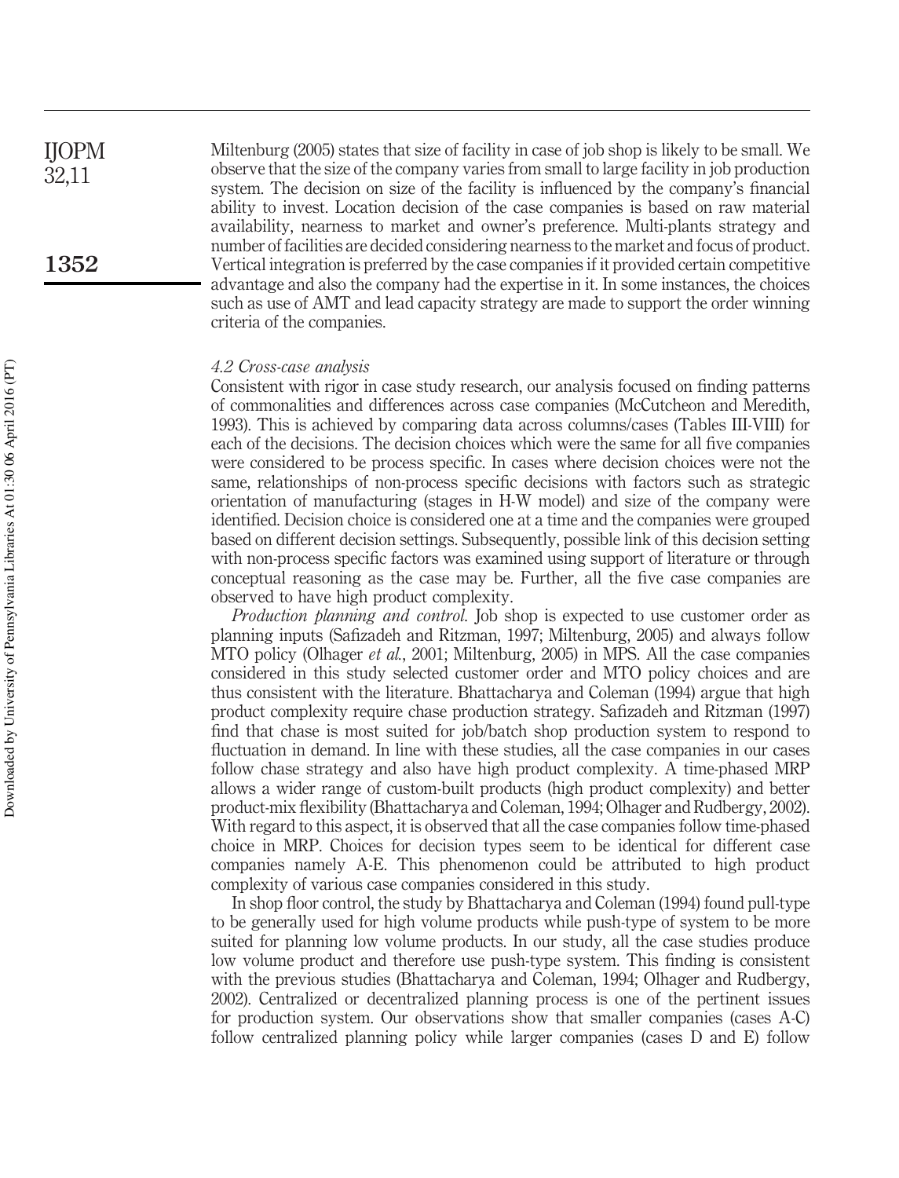Miltenburg (2005) states that size of facility in case of job shop is likely to be small. We observe that the size of the company varies from small to large facility in job production system. The decision on size of the facility is influenced by the company's financial ability to invest. Location decision of the case companies is based on raw material availability, nearness to market and owner's preference. Multi-plants strategy and number of facilities are decided considering nearness to the market and focus of product. Vertical integration is preferred by the case companies if it provided certain competitive advantage and also the company had the expertise in it. In some instances, the choices such as use of AMT and lead capacity strategy are made to support the order winning criteria of the companies.

#### *4.2 Cross-case analysis*

Consistent with rigor in case study research, our analysis focused on finding patterns of commonalities and differences across case companies (McCutcheon and Meredith, 1993). This is achieved by comparing data across columns/cases (Tables III-VIII) for each of the decisions. The decision choices which were the same for all five companies were considered to be process specific. In cases where decision choices were not the same, relationships of non-process specific decisions with factors such as strategic orientation of manufacturing (stages in H-W model) and size of the company were identified. Decision choice is considered one at a time and the companies were grouped based on different decision settings. Subsequently, possible link of this decision setting with non-process specific factors was examined using support of literature or through conceptual reasoning as the case may be. Further, all the five case companies are observed to have high product complexity.

*Production planning and control*. Job shop is expected to use customer order as planning inputs (Safizadeh and Ritzman, 1997; Miltenburg, 2005) and always follow MTO policy (Olhager *et al.*, 2001; Miltenburg, 2005) in MPS. All the case companies considered in this study selected customer order and MTO policy choices and are thus consistent with the literature. Bhattacharya and Coleman (1994) argue that high product complexity require chase production strategy. Safizadeh and Ritzman (1997) find that chase is most suited for job/batch shop production system to respond to fluctuation in demand. In line with these studies, all the case companies in our cases follow chase strategy and also have high product complexity. A time-phased MRP allows a wider range of custom-built products (high product complexity) and better product-mix flexibility (Bhattacharya and Coleman, 1994; Olhager and Rudbergy, 2002). With regard to this aspect, it is observed that all the case companies follow time-phased choice in MRP. Choices for decision types seem to be identical for different case companies namely A-E. This phenomenon could be attributed to high product complexity of various case companies considered in this study.

In shop floor control, the study by Bhattacharya and Coleman (1994) found pull-type to be generally used for high volume products while push-type of system to be more suited for planning low volume products. In our study, all the case studies produce low volume product and therefore use push-type system. This finding is consistent with the previous studies (Bhattacharya and Coleman, 1994; Olhager and Rudbergy, 2002). Centralized or decentralized planning process is one of the pertinent issues for production system. Our observations show that smaller companies (cases A-C) follow centralized planning policy while larger companies (cases D and E) follow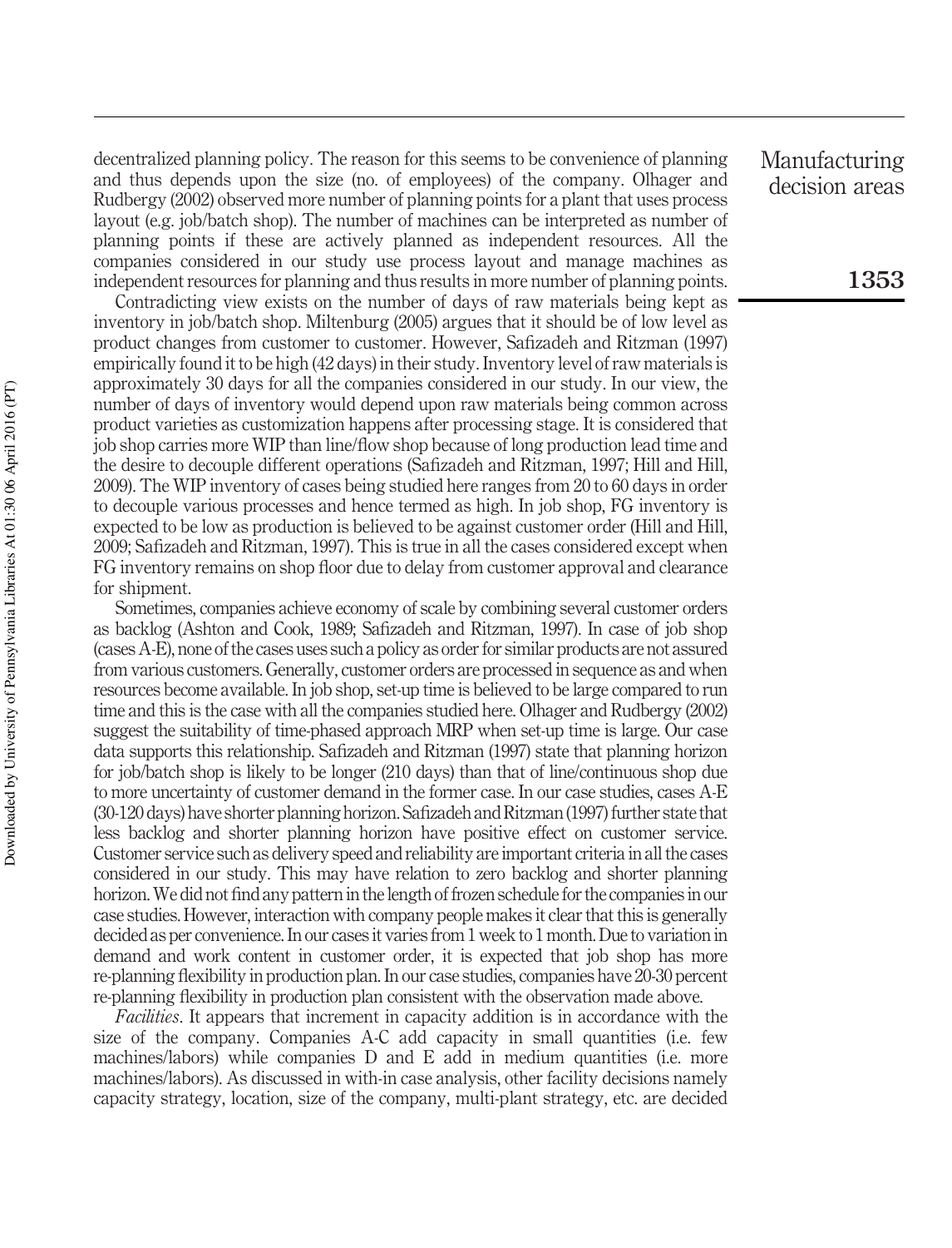decentralized planning policy. The reason for this seems to be convenience of planning and thus depends upon the size (no. of employees) of the company. Olhager and Rudbergy (2002) observed more number of planning points for a plant that uses process layout (e.g. job/batch shop). The number of machines can be interpreted as number of planning points if these are actively planned as independent resources. All the companies considered in our study use process layout and manage machines as independent resources for planning and thus results in more number of planning points.

Contradicting view exists on the number of days of raw materials being kept as inventory in job/batch shop. Miltenburg (2005) argues that it should be of low level as product changes from customer to customer. However, Safizadeh and Ritzman (1997) empirically found it to be high (42 days) in their study. Inventory level of raw materials is approximately 30 days for all the companies considered in our study. In our view, the number of days of inventory would depend upon raw materials being common across product varieties as customization happens after processing stage. It is considered that job shop carries more WIP than line/flow shop because of long production lead time and the desire to decouple different operations (Safizadeh and Ritzman, 1997; Hill and Hill, 2009). The WIP inventory of cases being studied here ranges from 20 to 60 days in order to decouple various processes and hence termed as high. In job shop, FG inventory is expected to be low as production is believed to be against customer order (Hill and Hill, 2009; Safizadeh and Ritzman, 1997). This is true in all the cases considered except when FG inventory remains on shop floor due to delay from customer approval and clearance for shipment.

Sometimes, companies achieve economy of scale by combining several customer orders as backlog (Ashton and Cook, 1989; Safizadeh and Ritzman, 1997). In case of job shop (cases A-E), none of the cases uses such a policy as order for similar products are not assured from various customers. Generally, customer orders are processed in sequence as and when resources become available. In job shop, set-up time is believed to be large compared to run time and this is the case with all the companies studied here. Olhager and Rudbergy (2002) suggest the suitability of time-phased approach MRP when set-up time is large. Our case data supports this relationship. Safizadeh and Ritzman (1997) state that planning horizon for job/batch shop is likely to be longer (210 days) than that of line/continuous shop due to more uncertainty of customer demand in the former case. In our case studies, cases A-E (30-120 days) have shorter planning horizon. Safizadeh and Ritzman (1997) further state that less backlog and shorter planning horizon have positive effect on customer service. Customer service such as delivery speed and reliability are important criteria in all the cases considered in our study. This may have relation to zero backlog and shorter planning horizon. We did not find any pattern in the length of frozen schedule for the companies in our case studies. However, interaction with company people makes it clear that this is generally decided as per convenience. In our cases it varies from 1 week to 1 month. Due to variation in demand and work content in customer order, it is expected that job shop has more re-planning flexibility in production plan. In our case studies, companies have 20-30 percent re-planning flexibility in production plan consistent with the observation made above.

*Facilities*. It appears that increment in capacity addition is in accordance with the size of the company. Companies A-C add capacity in small quantities (i.e. few machines/labors) while companies D and E add in medium quantities (i.e. more machines/labors). As discussed in with-in case analysis, other facility decisions namely capacity strategy, location, size of the company, multi-plant strategy, etc. are decided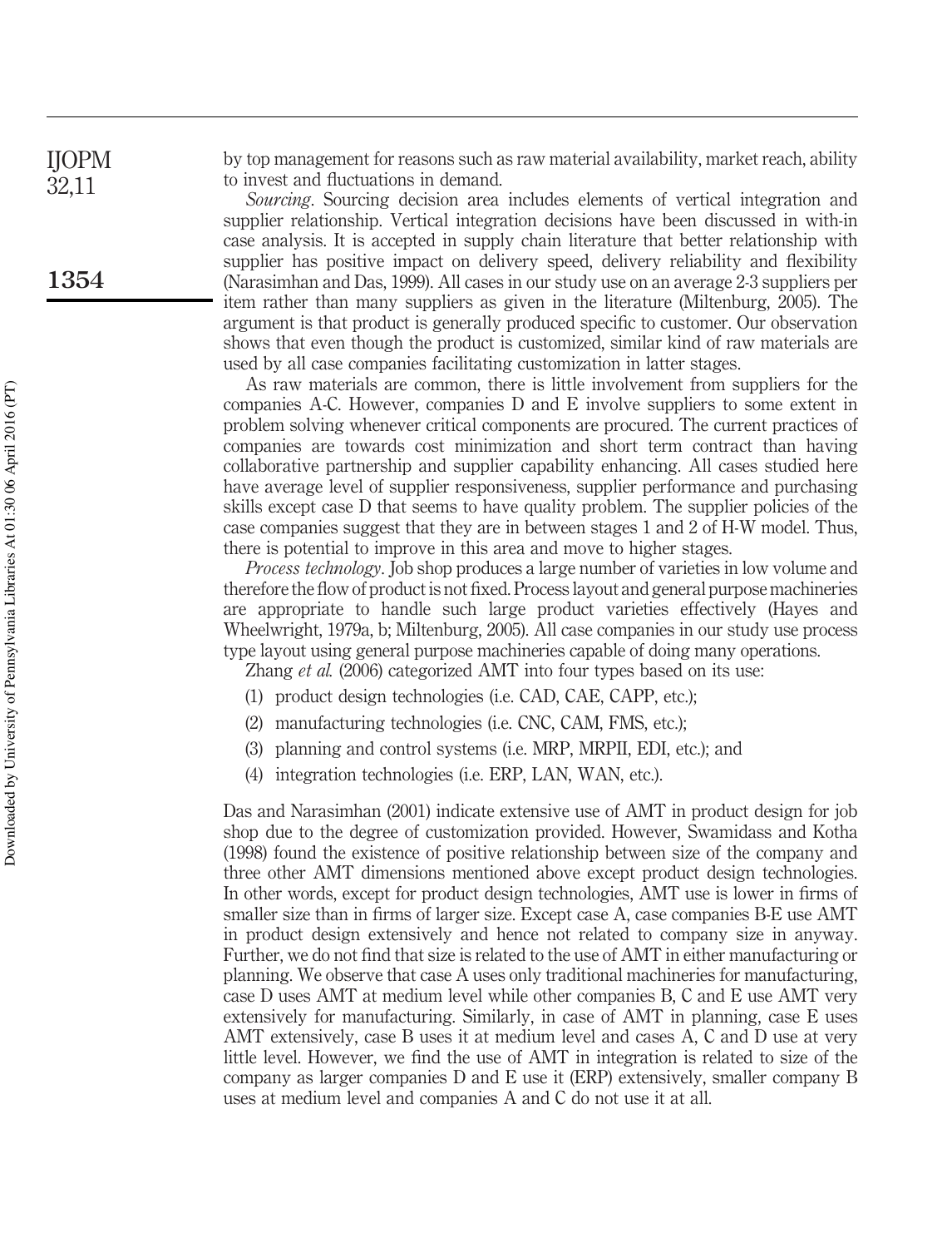by top management for reasons such as raw material availability, market reach, ability to invest and fluctuations in demand.

*Sourcing*. Sourcing decision area includes elements of vertical integration and supplier relationship. Vertical integration decisions have been discussed in with-in case analysis. It is accepted in supply chain literature that better relationship with supplier has positive impact on delivery speed, delivery reliability and flexibility (Narasimhan and Das, 1999). All cases in our study use on an average 2-3 suppliers per item rather than many suppliers as given in the literature (Miltenburg, 2005). The argument is that product is generally produced specific to customer. Our observation shows that even though the product is customized, similar kind of raw materials are used by all case companies facilitating customization in latter stages.

As raw materials are common, there is little involvement from suppliers for the companies A-C. However, companies D and E involve suppliers to some extent in problem solving whenever critical components are procured. The current practices of companies are towards cost minimization and short term contract than having collaborative partnership and supplier capability enhancing. All cases studied here have average level of supplier responsiveness, supplier performance and purchasing skills except case D that seems to have quality problem. The supplier policies of the case companies suggest that they are in between stages 1 and 2 of H-W model. Thus, there is potential to improve in this area and move to higher stages.

*Process technology*. Job shop produces a large number of varieties in low volume and therefore the flow of product is not fixed. Process layout and general purpose machineries are appropriate to handle such large product varieties effectively (Hayes and Wheelwright, 1979a, b; Miltenburg, 2005). All case companies in our study use process type layout using general purpose machineries capable of doing many operations.

Zhang *et al.* (2006) categorized AMT into four types based on its use:

1. product design technologies (i.e. CAD, CAE, CAPP, etc.);
2. manufacturing technologies (i.e. CNC, CAM, FMS, etc.);
3. planning and control systems (i.e. MRP, MRPII, EDI, etc.); and
4. integration technologies (i.e. ERP, LAN, WAN, etc.).

Das and Narasimhan (2001) indicate extensive use of AMT in product design for job shop due to the degree of customization provided. However, Swamidass and Kotha (1998) found the existence of positive relationship between size of the company and three other AMT dimensions mentioned above except product design technologies. In other words, except for product design technologies, AMT use is lower in firms of smaller size than in firms of larger size. Except case A, case companies B-E use AMT in product design extensively and hence not related to company size in anyway. Further, we do not find that size is related to the use of AMT in either manufacturing or planning. We observe that case A uses only traditional machineries for manufacturing, case D uses AMT at medium level while other companies B, C and E use AMT very extensively for manufacturing. Similarly, in case of AMT in planning, case E uses AMT extensively, case B uses it at medium level and cases A, C and D use at very little level. However, we find the use of AMT in integration is related to size of the company as larger companies D and E use it (ERP) extensively, smaller company B uses at medium level and companies A and C do not use it at all.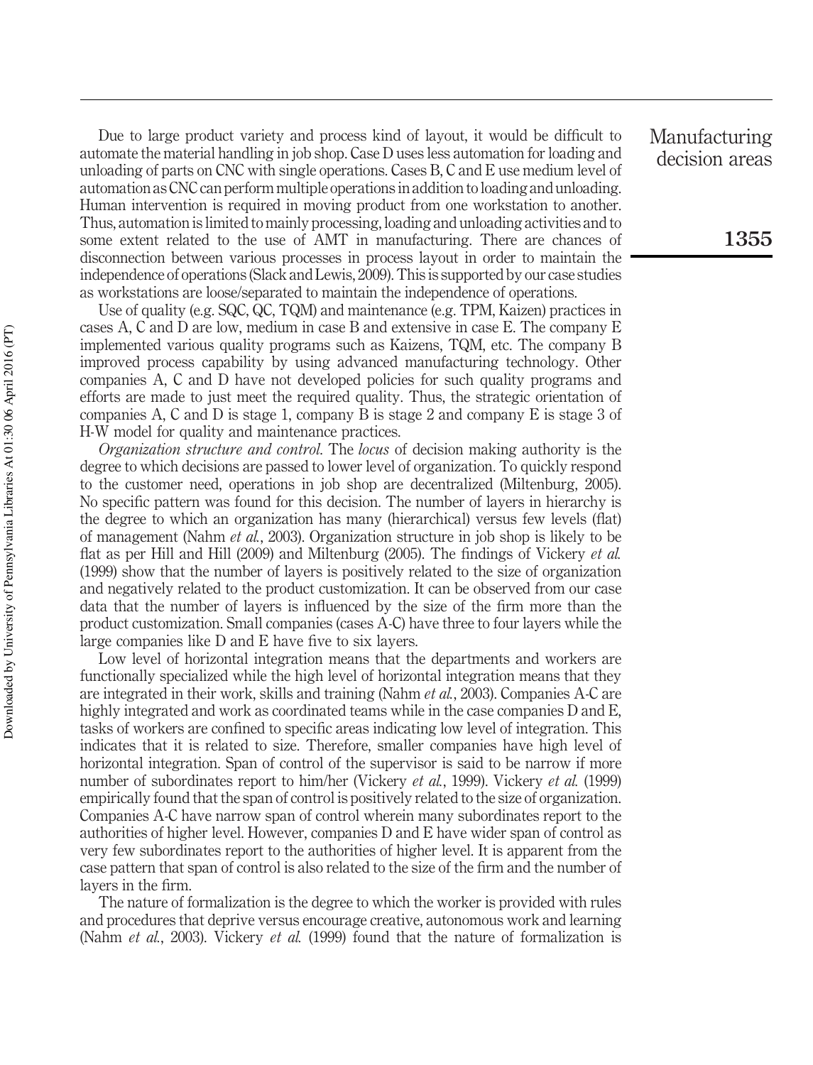Due to large product variety and process kind of layout, it would be difficult to automate the material handling in job shop. Case D uses less automation for loading and unloading of parts on CNC with single operations. Cases B, C and E use medium level of automation as CNC can perform multiple operations in addition to loading and unloading. Human intervention is required in moving product from one workstation to another. Thus, automation is limited to mainly processing, loading and unloading activities and to some extent related to the use of AMT in manufacturing. There are chances of disconnection between various processes in process layout in order to maintain the independence of operations (Slack and Lewis, 2009). This is supported by our case studies as workstations are loose/separated to maintain the independence of operations.

Use of quality (e.g. SQC, QC, TQM) and maintenance (e.g. TPM, Kaizen) practices in cases A, C and D are low, medium in case B and extensive in case E. The company E implemented various quality programs such as Kaizens, TQM, etc. The company B improved process capability by using advanced manufacturing technology. Other companies A, C and D have not developed policies for such quality programs and efforts are made to just meet the required quality. Thus, the strategic orientation of companies A, C and D is stage 1, company B is stage 2 and company E is stage 3 of H-W model for quality and maintenance practices.

*Organization structure and control*. The *locus* of decision making authority is the degree to which decisions are passed to lower level of organization. To quickly respond to the customer need, operations in job shop are decentralized (Miltenburg, 2005). No specific pattern was found for this decision. The number of layers in hierarchy is the degree to which an organization has many (hierarchical) versus few levels (flat) of management (Nahm *et al.*, 2003). Organization structure in job shop is likely to be flat as per Hill and Hill (2009) and Miltenburg (2005). The findings of Vickery *et al.* (1999) show that the number of layers is positively related to the size of organization and negatively related to the product customization. It can be observed from our case data that the number of layers is influenced by the size of the firm more than the product customization. Small companies (cases A-C) have three to four layers while the large companies like D and E have five to six layers.

Low level of horizontal integration means that the departments and workers are functionally specialized while the high level of horizontal integration means that they are integrated in their work, skills and training (Nahm *et al.*, 2003). Companies A-C are highly integrated and work as coordinated teams while in the case companies D and E, tasks of workers are confined to specific areas indicating low level of integration. This indicates that it is related to size. Therefore, smaller companies have high level of horizontal integration. Span of control of the supervisor is said to be narrow if more number of subordinates report to him/her (Vickery *et al.*, 1999). Vickery *et al.* (1999) empirically found that the span of control is positively related to the size of organization. Companies A-C have narrow span of control wherein many subordinates report to the authorities of higher level. However, companies D and E have wider span of control as very few subordinates report to the authorities of higher level. It is apparent from the case pattern that span of control is also related to the size of the firm and the number of layers in the firm.

The nature of formalization is the degree to which the worker is provided with rules and procedures that deprive versus encourage creative, autonomous work and learning (Nahm *et al.*, 2003). Vickery *et al.* (1999) found that the nature of formalization is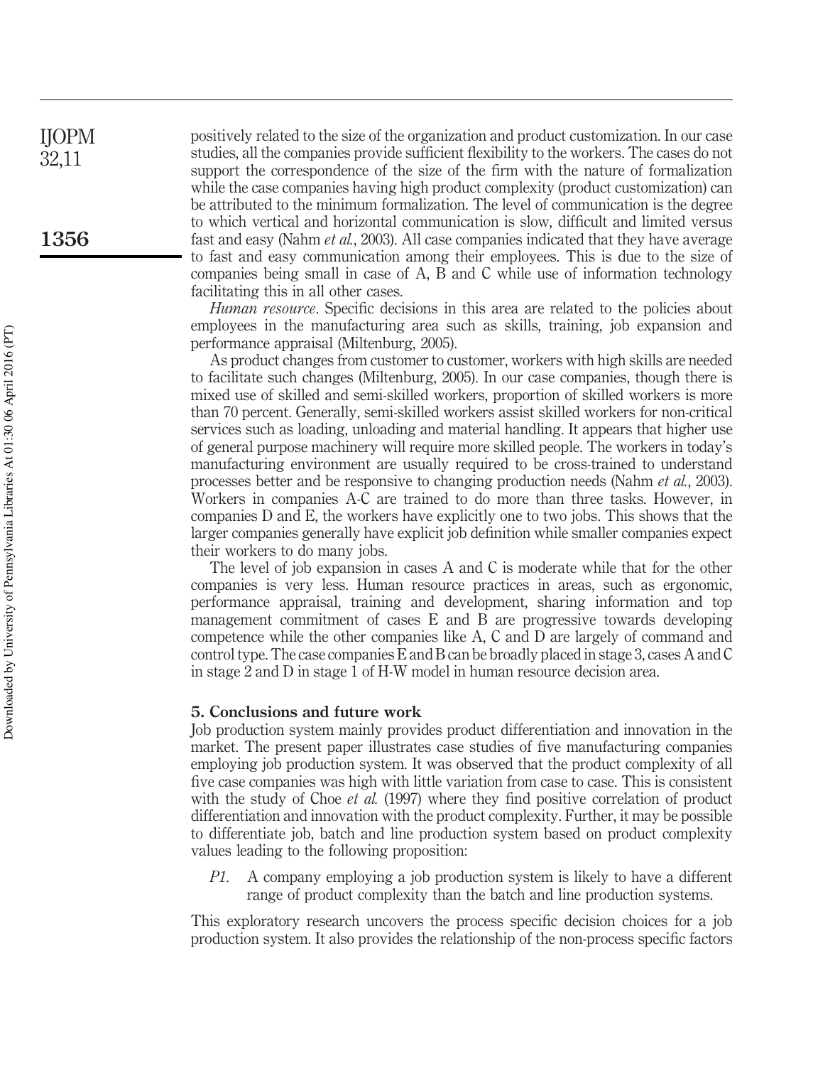positively related to the size of the organization and product customization. In our case studies, all the companies provide sufficient flexibility to the workers. The cases do not support the correspondence of the size of the firm with the nature of formalization while the case companies having high product complexity (product customization) can be attributed to the minimum formalization. The level of communication is the degree to which vertical and horizontal communication is slow, difficult and limited versus fast and easy (Nahm *et al.*, 2003). All case companies indicated that they have average to fast and easy communication among their employees. This is due to the size of companies being small in case of A, B and C while use of information technology facilitating this in all other cases.

*Human resource*. Specific decisions in this area are related to the policies about employees in the manufacturing area such as skills, training, job expansion and performance appraisal (Miltenburg, 2005).

As product changes from customer to customer, workers with high skills are needed to facilitate such changes (Miltenburg, 2005). In our case companies, though there is mixed use of skilled and semi-skilled workers, proportion of skilled workers is more than 70 percent. Generally, semi-skilled workers assist skilled workers for non-critical services such as loading, unloading and material handling. It appears that higher use of general purpose machinery will require more skilled people. The workers in today's manufacturing environment are usually required to be cross-trained to understand processes better and be responsive to changing production needs (Nahm *et al.*, 2003). Workers in companies A-C are trained to do more than three tasks. However, in companies D and E, the workers have explicitly one to two jobs. This shows that the larger companies generally have explicit job definition while smaller companies expect their workers to do many jobs.

The level of job expansion in cases A and C is moderate while that for the other companies is very less. Human resource practices in areas, such as ergonomic, performance appraisal, training and development, sharing information and top management commitment of cases E and B are progressive towards developing competence while the other companies like A, C and D are largely of command and control type. The case companies E and B can be broadly placed in stage 3, cases A and C in stage 2 and D in stage 1 of H-W model in human resource decision area.

## 5. Conclusions and future work

Job production system mainly provides product differentiation and innovation in the market. The present paper illustrates case studies of five manufacturing companies employing job production system. It was observed that the product complexity of all five case companies was high with little variation from case to case. This is consistent with the study of Choe *et al.* (1997) where they find positive correlation of product differentiation and innovation with the product complexity. Further, it may be possible to differentiate job, batch and line production system based on product complexity values leading to the following proposition:

*P1*. A company employing a job production system is likely to have a different range of product complexity than the batch and line production systems.

This exploratory research uncovers the process specific decision choices for a job production system. It also provides the relationship of the non-process specific factors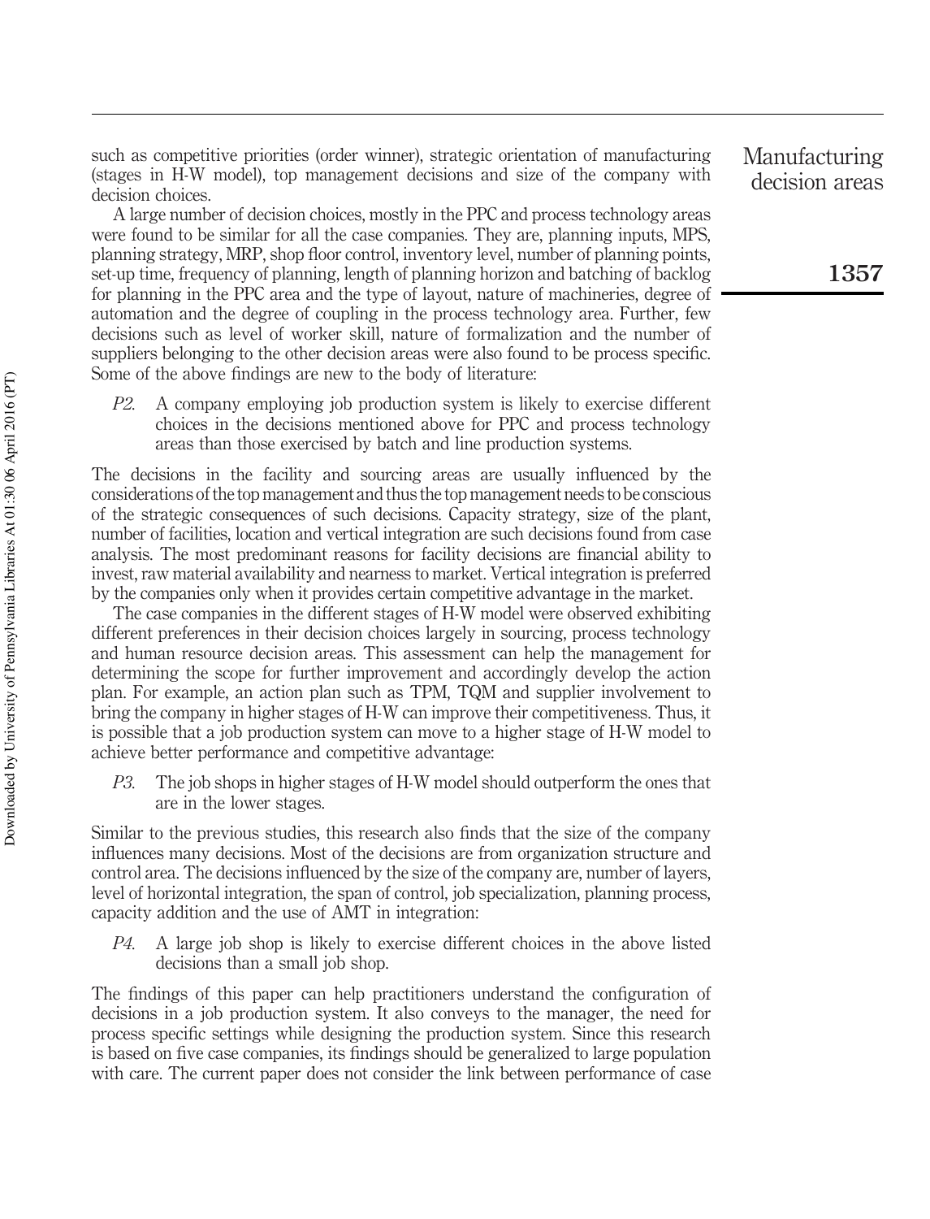such as competitive priorities (order winner), strategic orientation of manufacturing (stages in H-W model), top management decisions and size of the company with decision choices.

A large number of decision choices, mostly in the PPC and process technology areas were found to be similar for all the case companies. They are, planning inputs, MPS, planning strategy, MRP, shop floor control, inventory level, number of planning points, set-up time, frequency of planning, length of planning horizon and batching of backlog for planning in the PPC area and the type of layout, nature of machineries, degree of automation and the degree of coupling in the process technology area. Further, few decisions such as level of worker skill, nature of formalization and the number of suppliers belonging to the other decision areas were also found to be process specific. Some of the above findings are new to the body of literature:

> *P2.* A company employing job production system is likely to exercise different choices in the decisions mentioned above for PPC and process technology areas than those exercised by batch and line production systems.

The decisions in the facility and sourcing areas are usually influenced by the considerations of the top management and thus the top management needs to be conscious of the strategic consequences of such decisions. Capacity strategy, size of the plant, number of facilities, location and vertical integration are such decisions found from case analysis. The most predominant reasons for facility decisions are financial ability to invest, raw material availability and nearness to market. Vertical integration is preferred by the companies only when it provides certain competitive advantage in the market.

The case companies in the different stages of H-W model were observed exhibiting different preferences in their decision choices largely in sourcing, process technology and human resource decision areas. This assessment can help the management for determining the scope for further improvement and accordingly develop the action plan. For example, an action plan such as TPM, TQM and supplier involvement to bring the company in higher stages of H-W can improve their competitiveness. Thus, it is possible that a job production system can move to a higher stage of H-W model to achieve better performance and competitive advantage:

> *P3.* The job shops in higher stages of H-W model should outperform the ones that are in the lower stages.

Similar to the previous studies, this research also finds that the size of the company influences many decisions. Most of the decisions are from organization structure and control area. The decisions influenced by the size of the company are, number of layers, level of horizontal integration, the span of control, job specialization, planning process, capacity addition and the use of AMT in integration:

> *P4.* A large job shop is likely to exercise different choices in the above listed decisions than a small job shop.

The findings of this paper can help practitioners understand the configuration of decisions in a job production system. It also conveys to the manager, the need for process specific settings while designing the production system. Since this research is based on five case companies, its findings should be generalized to large population with care. The current paper does not consider the link between performance of case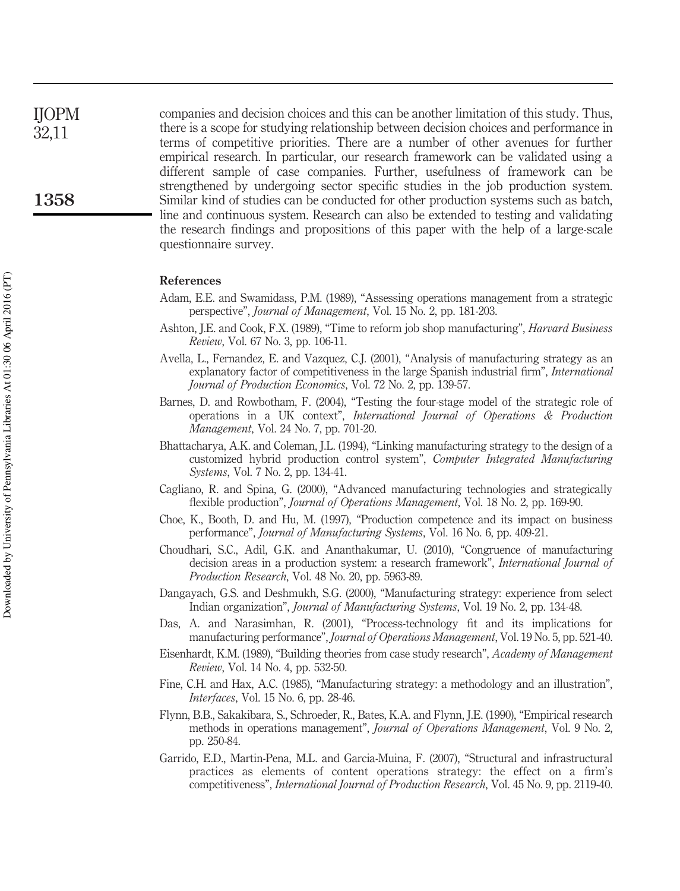companies and decision choices and this can be another limitation of this study. Thus, there is a scope for studying relationship between decision choices and performance in terms of competitive priorities. There are a number of other avenues for further empirical research. In particular, our research framework can be validated using a different sample of case companies. Further, usefulness of framework can be strengthened by undergoing sector specific studies in the job production system. Similar kind of studies can be conducted for other production systems such as batch, line and continuous system. Research can also be extended to testing and validating the research findings and propositions of this paper with the help of a large-scale questionnaire survey.

## References

Adam, E.E. and Swamidass, P.M. (1989), "Assessing operations management from a strategic perspective", *Journal of Management*, Vol. 15 No. 2, pp. 181-203.

Ashton, J.E. and Cook, F.X. (1989), "Time to reform job shop manufacturing", *Harvard Business Review*, Vol. 67 No. 3, pp. 106-11.

Avella, L., Fernandez, E. and Vazquez, C.J. (2001), "Analysis of manufacturing strategy as an explanatory factor of competitiveness in the large Spanish industrial firm", *International Journal of Production Economics*, Vol. 72 No. 2, pp. 139-57.

Barnes, D. and Rowbotham, F. (2004), "Testing the four-stage model of the strategic role of operations in a UK context", *International Journal of Operations & Production Management*, Vol. 24 No. 7, pp. 701-20.

Bhattacharya, A.K. and Coleman, J.L. (1994), "Linking manufacturing strategy to the design of a customized hybrid production control system", *Computer Integrated Manufacturing Systems*, Vol. 7 No. 2, pp. 134-41.

Cagliano, R. and Spina, G. (2000), "Advanced manufacturing technologies and strategically flexible production", *Journal of Operations Management*, Vol. 18 No. 2, pp. 169-90.

Choe, K., Booth, D. and Hu, M. (1997), "Production competence and its impact on business performance", *Journal of Manufacturing Systems*, Vol. 16 No. 6, pp. 409-21.

Choudhari, S.C., Adil, G.K. and Ananthakumar, U. (2010), "Congruence of manufacturing decision areas in a production system: a research framework", *International Journal of Production Research*, Vol. 48 No. 20, pp. 5963-89.

Dangayach, G.S. and Deshmukh, S.G. (2000), "Manufacturing strategy: experience from select Indian organization", *Journal of Manufacturing Systems*, Vol. 19 No. 2, pp. 134-48.

Das, A. and Narasimhan, R. (2001), "Process-technology fit and its implications for manufacturing performance", *Journal of Operations Management*, Vol. 19 No. 5, pp. 521-40.

Eisenhardt, K.M. (1989), "Building theories from case study research", *Academy of Management Review*, Vol. 14 No. 4, pp. 532-50.

Fine, C.H. and Hax, A.C. (1985), "Manufacturing strategy: a methodology and an illustration", *Interfaces*, Vol. 15 No. 6, pp. 28-46.

Flynn, B.B., Sakakibara, S., Schroeder, R., Bates, K.A. and Flynn, J.E. (1990), "Empirical research methods in operations management", *Journal of Operations Management*, Vol. 9 No. 2, pp. 250-84.

Garrido, E.D., Martin-Pena, M.L. and Garcia-Muina, F. (2007), "Structural and infrastructural practices as elements of content operations strategy: the effect on a firm's competitiveness", *International Journal of Production Research*, Vol. 45 No. 9, pp. 2119-40.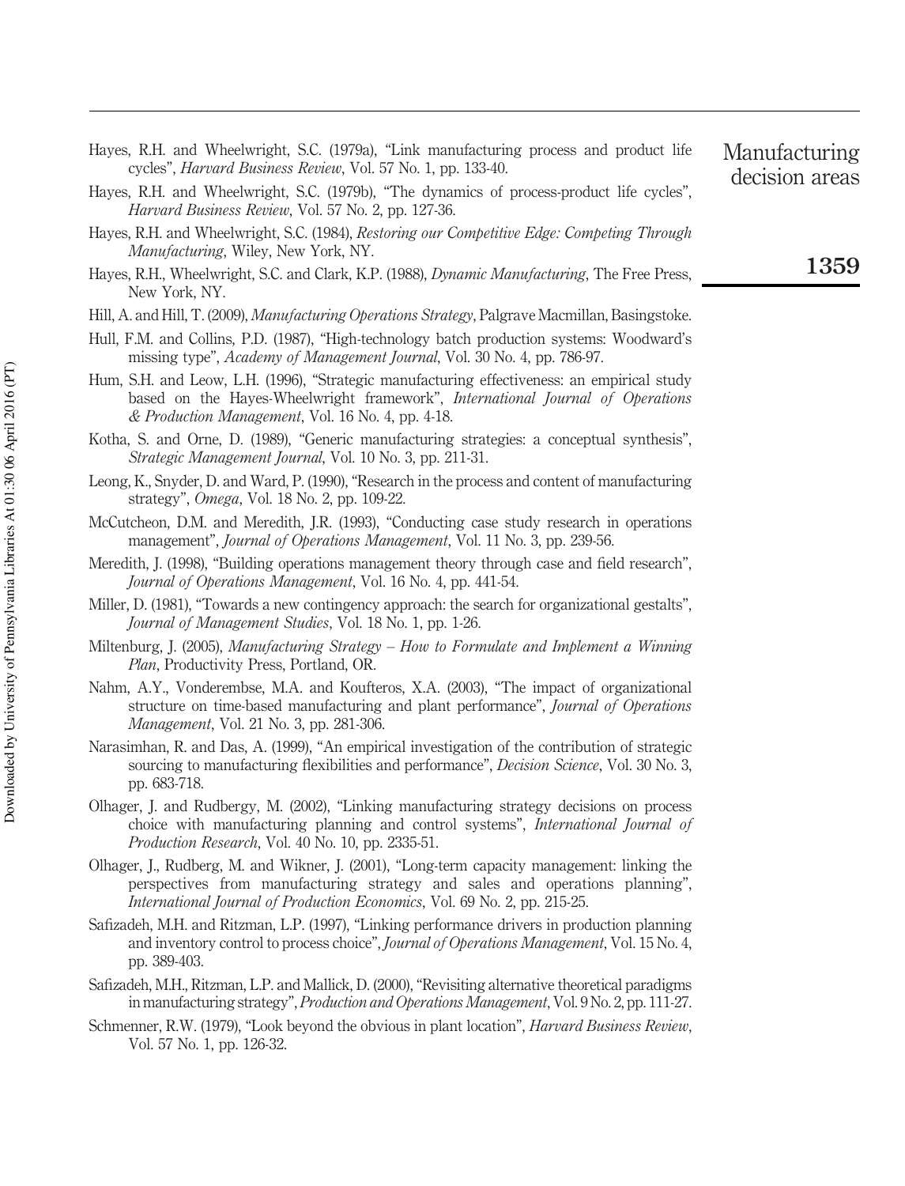Hayes, R.H. and Wheelwright, S.C. (1979a), "Link manufacturing process and product life cycles", *Harvard Business Review*, Vol. 57 No. 1, pp. 133-40.

Hayes, R.H. and Wheelwright, S.C. (1979b), "The dynamics of process-product life cycles", *Harvard Business Review*, Vol. 57 No. 2, pp. 127-36.

Hayes, R.H. and Wheelwright, S.C. (1984), *Restoring our Competitive Edge: Competing Through Manufacturing*, Wiley, New York, NY.

Hayes, R.H., Wheelwright, S.C. and Clark, K.P. (1988), *Dynamic Manufacturing*, The Free Press, New York, NY.

Hill, A. and Hill, T. (2009), *Manufacturing Operations Strategy*, Palgrave Macmillan, Basingstoke.

Hull, F.M. and Collins, P.D. (1987), "High-technology batch production systems: Woodward's missing type", *Academy of Management Journal*, Vol. 30 No. 4, pp. 786-97.

Hum, S.H. and Leow, L.H. (1996), "Strategic manufacturing effectiveness: an empirical study based on the Hayes-Wheelwright framework", *International Journal of Operations & Production Management*, Vol. 16 No. 4, pp. 4-18.

Kotha, S. and Orne, D. (1989), "Generic manufacturing strategies: a conceptual synthesis", *Strategic Management Journal*, Vol. 10 No. 3, pp. 211-31.

Leong, K., Snyder, D. and Ward, P. (1990), "Research in the process and content of manufacturing strategy", *Omega*, Vol. 18 No. 2, pp. 109-22.

McCutcheon, D.M. and Meredith, J.R. (1993), "Conducting case study research in operations management", *Journal of Operations Management*, Vol. 11 No. 3, pp. 239-56.

Meredith, J. (1998), "Building operations management theory through case and field research", *Journal of Operations Management*, Vol. 16 No. 4, pp. 441-54.

Miller, D. (1981), "Towards a new contingency approach: the search for organizational gestalts", *Journal of Management Studies*, Vol. 18 No. 1, pp. 1-26.

Miltenburg, J. (2005), *Manufacturing Strategy – How to Formulate and Implement a Winning Plan*, Productivity Press, Portland, OR.

Nahm, A.Y., Vonderembse, M.A. and Koufteros, X.A. (2003), "The impact of organizational structure on time-based manufacturing and plant performance", *Journal of Operations Management*, Vol. 21 No. 3, pp. 281-306.

Narasimhan, R. and Das, A. (1999), "An empirical investigation of the contribution of strategic sourcing to manufacturing flexibilities and performance", *Decision Science*, Vol. 30 No. 3, pp. 683-718.

Olhager, J. and Rudbergy, M. (2002), "Linking manufacturing strategy decisions on process choice with manufacturing planning and control systems", *International Journal of Production Research*, Vol. 40 No. 10, pp. 2335-51.

Olhager, J., Rudberg, M. and Wikner, J. (2001), "Long-term capacity management: linking the perspectives from manufacturing strategy and sales and operations planning", *International Journal of Production Economics*, Vol. 69 No. 2, pp. 215-25.

Safizadeh, M.H. and Ritzman, L.P. (1997), "Linking performance drivers in production planning and inventory control to process choice", *Journal of Operations Management*, Vol. 15 No. 4, pp. 389-403.

Safizadeh, M.H., Ritzman, L.P. and Mallick, D. (2000), "Revisiting alternative theoretical paradigms in manufacturing strategy", *Production and Operations Management*, Vol. 9 No. 2, pp. 111-27.

Schmenner, R.W. (1979), "Look beyond the obvious in plant location", *Harvard Business Review*, Vol. 57 No. 1, pp. 126-32.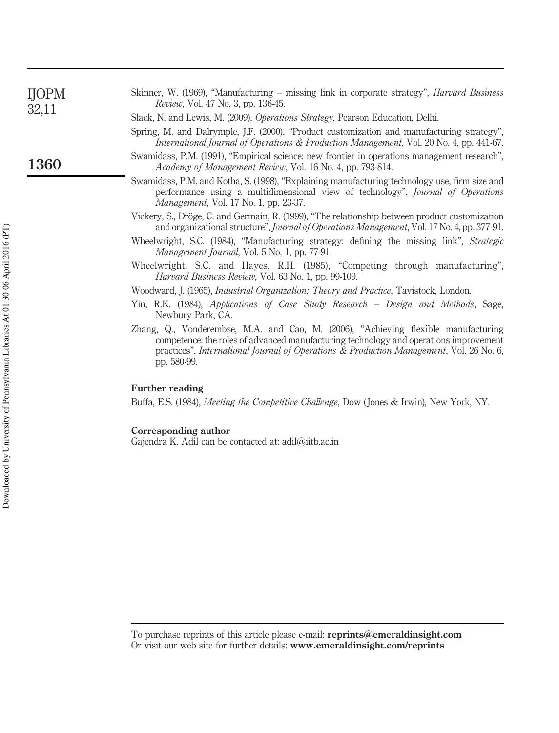Skinner, W. (1969), "Manufacturing – missing link in corporate strategy", *Harvard Business Review*, Vol. 47 No. 3, pp. 136-45.

Slack, N. and Lewis, M. (2009), *Operations Strategy*, Pearson Education, Delhi.

Spring, M. and Dalrymple, J.F. (2000), "Product customization and manufacturing strategy", *International Journal of Operations & Production Management*, Vol. 20 No. 4, pp. 441-67.

Swamidass, P.M. (1991), "Empirical science: new frontier in operations management research", *Academy of Management Review*, Vol. 16 No. 4, pp. 793-814.

Swamidass, P.M. and Kotha, S. (1998), "Explaining manufacturing technology use, firm size and performance using a multidimensional view of technology", *Journal of Operations Management*, Vol. 17 No. 1, pp. 23-37.

Vickery, S., Dröge, C. and Germain, R. (1999), "The relationship between product customization and organizational structure", *Journal of Operations Management*, Vol. 17 No. 4, pp. 377-91.

Wheelwright, S.C. (1984), "Manufacturing strategy: defining the missing link", *Strategic Management Journal*, Vol. 5 No. 1, pp. 77-91.

Wheelwright, S.C. and Hayes, R.H. (1985), "Competing through manufacturing", *Harvard Business Review*, Vol. 63 No. 1, pp. 99-109.

Woodward, J. (1965), *Industrial Organization: Theory and Practice*, Tavistock, London.

Yin, R.K. (1984), *Applications of Case Study Research – Design and Methods*, Sage, Newbury Park, CA.

Zhang, Q., Vonderembse, M.A. and Cao, M. (2006), "Achieving flexible manufacturing competence: the roles of advanced manufacturing technology and operations improvement practices", *International Journal of Operations & Production Management*, Vol. 26 No. 6, pp. 580-99.

## Further reading

Buffa, E.S. (1984), *Meeting the Competitive Challenge*, Dow (Jones & Irwin), New York, NY.

## Corresponding author

Gajendra K. Adil can be contacted at: adil@iitb.ac.in

To purchase reprints of this article please e-mail: **reprints@emeraldinsight.com**
Or visit our web site for further details: **www.emeraldinsight.com/reprints**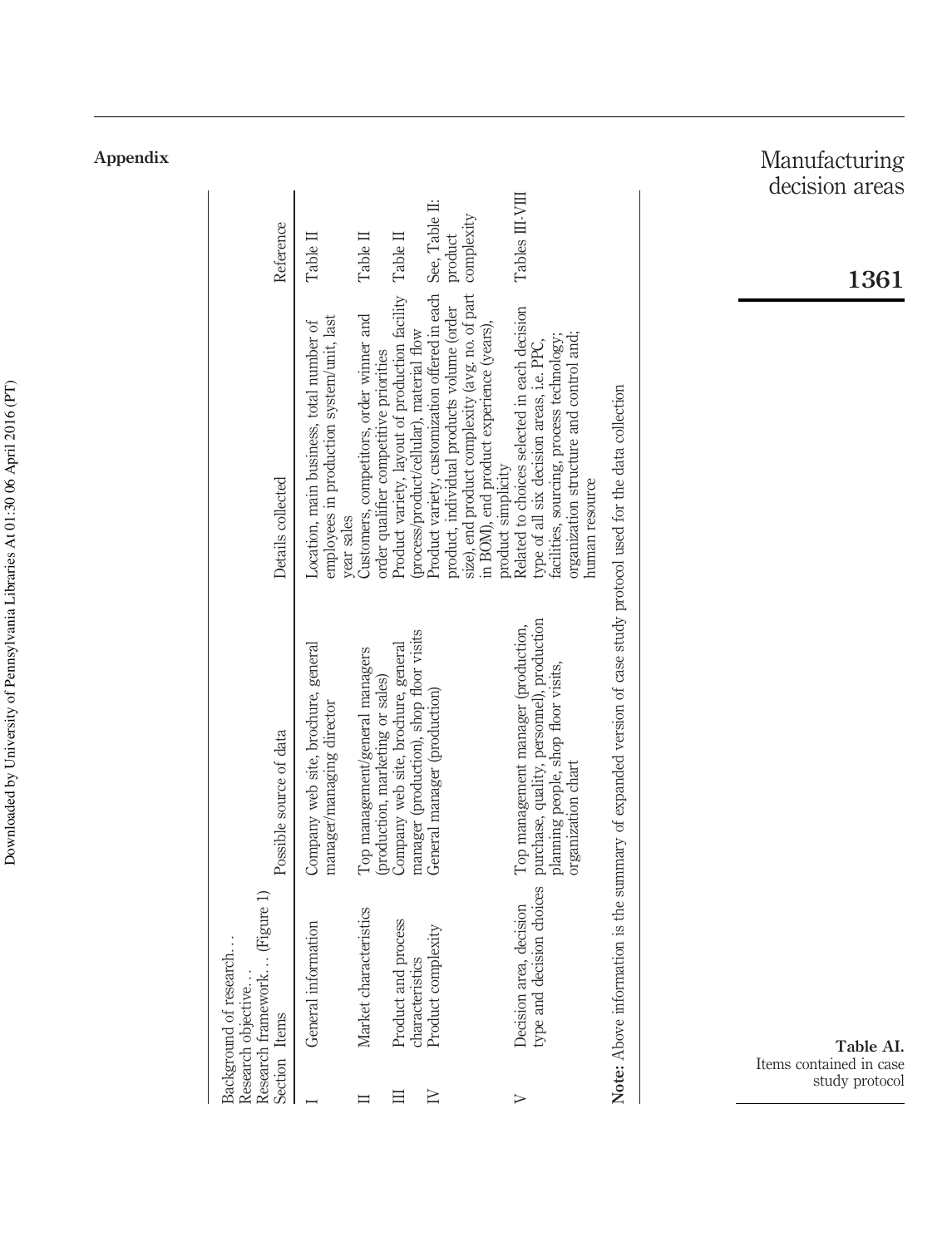## Appendix

**Table AI.** Items contained in case study protocol

Background of research…
Research objective…
Research framework… (Figure 1)

| Section | Items | Possible source of data | Details collected | Reference |
|---|---|---|---|---|
| I | General information | Company web site, brochure, general manager/managing director | Location, main business, total number of employees in production system/unit, last year sales | Table II |
| II | Market characteristics | Top management/general managers (production, marketing or sales) | Customers, competitors, order winner and order qualifier competitive priorities | Table II |
| III | Product and process characteristics | Company web site, brochure, general manager (production), shop floor visits | Product variety, layout of production facility (process/product/cellular), material flow | Table II |
| IV | Product complexity | General manager (production) | Product variety, customization offered in each product, individual products volume (order size), end product complexity (avg. no. of part in BOM), end product experience (years), product simplicity | See, Table II: product complexity |
| V | Decision area, decision type and decision choices | Top management manager (production, purchase, quality, personnel), production planning people, shop floor visits, organization chart | Related to choices selected in each decision type of all six decision areas, i.e. PPC, facilities, sourcing, process technology; organization structure and control and; human resource | Tables III-VIII |

**Note:** Above information is the summary of expanded version of case study protocol used for the data collection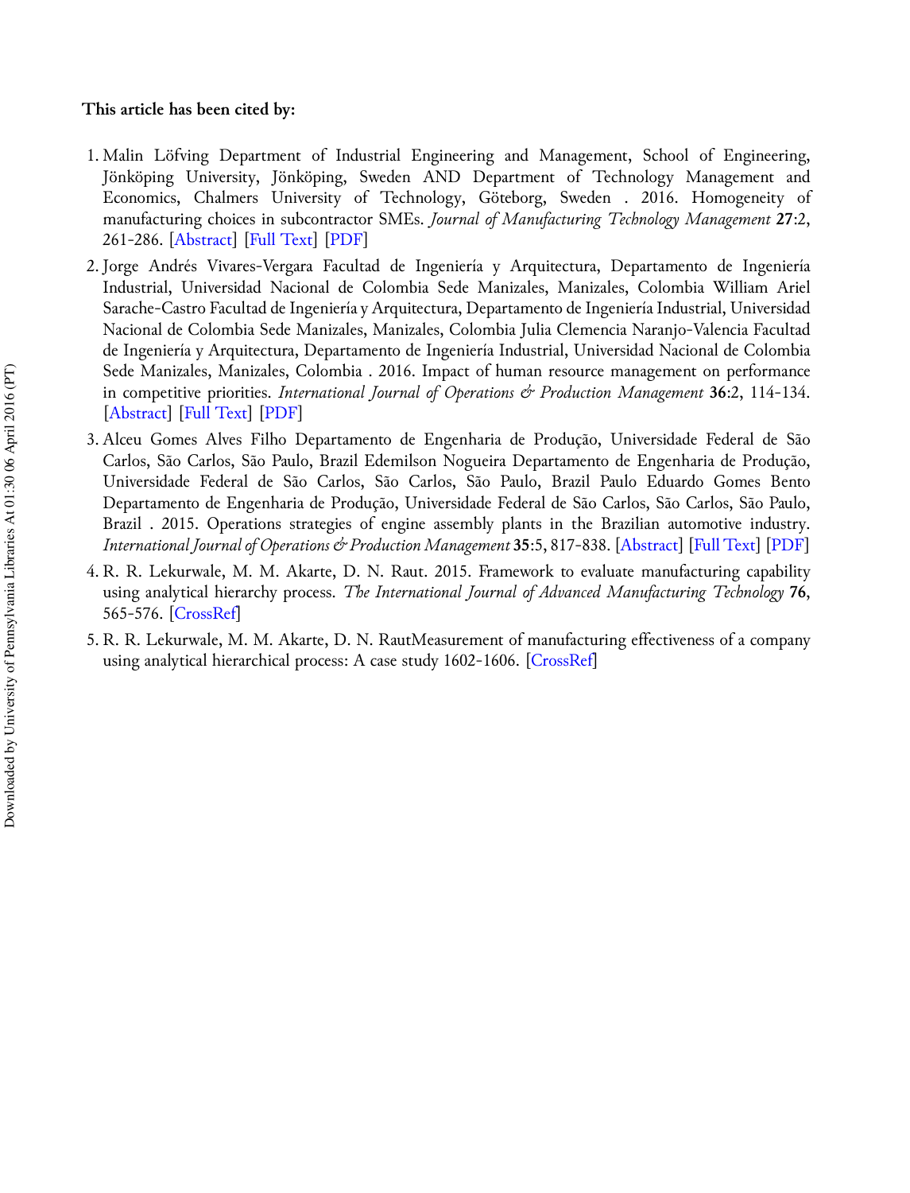**This article has been cited by:**

1. Malin Löfving Department of Industrial Engineering and Management, School of Engineering, Jönköping University, Jönköping, Sweden AND Department of Technology Management and Economics, Chalmers University of Technology, Göteborg, Sweden . 2016. Homogeneity of manufacturing choices in subcontractor SMEs. *Journal of Manufacturing Technology Management* **27**:2, 261-286. [Abstract] [Full Text] [PDF]
2. Jorge Andrés Vivares-Vergara Facultad de Ingeniería y Arquitectura, Departamento de Ingeniería Industrial, Universidad Nacional de Colombia Sede Manizales, Manizales, Colombia William Ariel Sarache-Castro Facultad de Ingeniería y Arquitectura, Departamento de Ingeniería Industrial, Universidad Nacional de Colombia Sede Manizales, Manizales, Colombia Julia Clemencia Naranjo-Valencia Facultad de Ingeniería y Arquitectura, Departamento de Ingeniería Industrial, Universidad Nacional de Colombia Sede Manizales, Manizales, Colombia . 2016. Impact of human resource management on performance in competitive priorities. *International Journal of Operations & Production Management* **36**:2, 114-134. [Abstract] [Full Text] [PDF]
3. Alceu Gomes Alves Filho Departamento de Engenharia de Produção, Universidade Federal de São Carlos, São Carlos, São Paulo, Brazil Edemilson Nogueira Departamento de Engenharia de Produção, Universidade Federal de São Carlos, São Carlos, São Paulo, Brazil Paulo Eduardo Gomes Bento Departamento de Engenharia de Produção, Universidade Federal de São Carlos, São Carlos, São Paulo, Brazil . 2015. Operations strategies of engine assembly plants in the Brazilian automotive industry. *International Journal of Operations & Production Management* **35**:5, 817-838. [Abstract] [Full Text] [PDF]
4. R. R. Lekurwale, M. M. Akarte, D. N. Raut. 2015. Framework to evaluate manufacturing capability using analytical hierarchy process. *The International Journal of Advanced Manufacturing Technology* **76**, 565-576. [CrossRef]
5. R. R. Lekurwale, M. M. Akarte, D. N. RautMeasurement of manufacturing effectiveness of a company using analytical hierarchical process: A case study 1602-1606. [CrossRef]